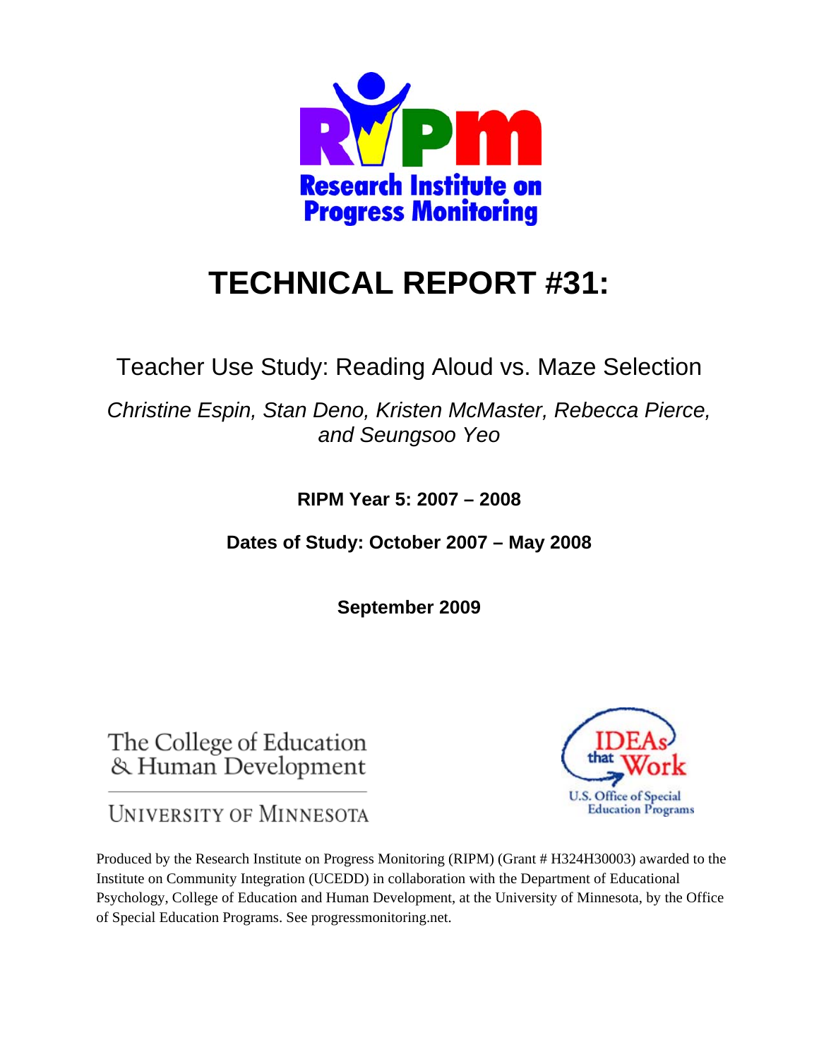Research Institute on Progress Monitoring

# TECHNICAL REPORT #31:

## Teacher Use Study: Reading Aloud vs. Maze Selection

*Christine Espin, Stan Deno, Kristen McMaster, Rebecca Pierce, and Seungsoo Yeo*

**RIPM Year 5: 2007 – 2008**

**Dates of Study: October 2007 – May 2008**

**September 2009**

The College of Education & Human Development

University of Minnesota

IDEAs that Work

U.S. Office of Special Education Programs

Produced by the Research Institute on Progress Monitoring (RIPM) (Grant # H324H30003) awarded to the Institute on Community Integration (UCEDD) in collaboration with the Department of Educational Psychology, College of Education and Human Development, at the University of Minnesota, by the Office of Special Education Programs. See progressmonitoring.net.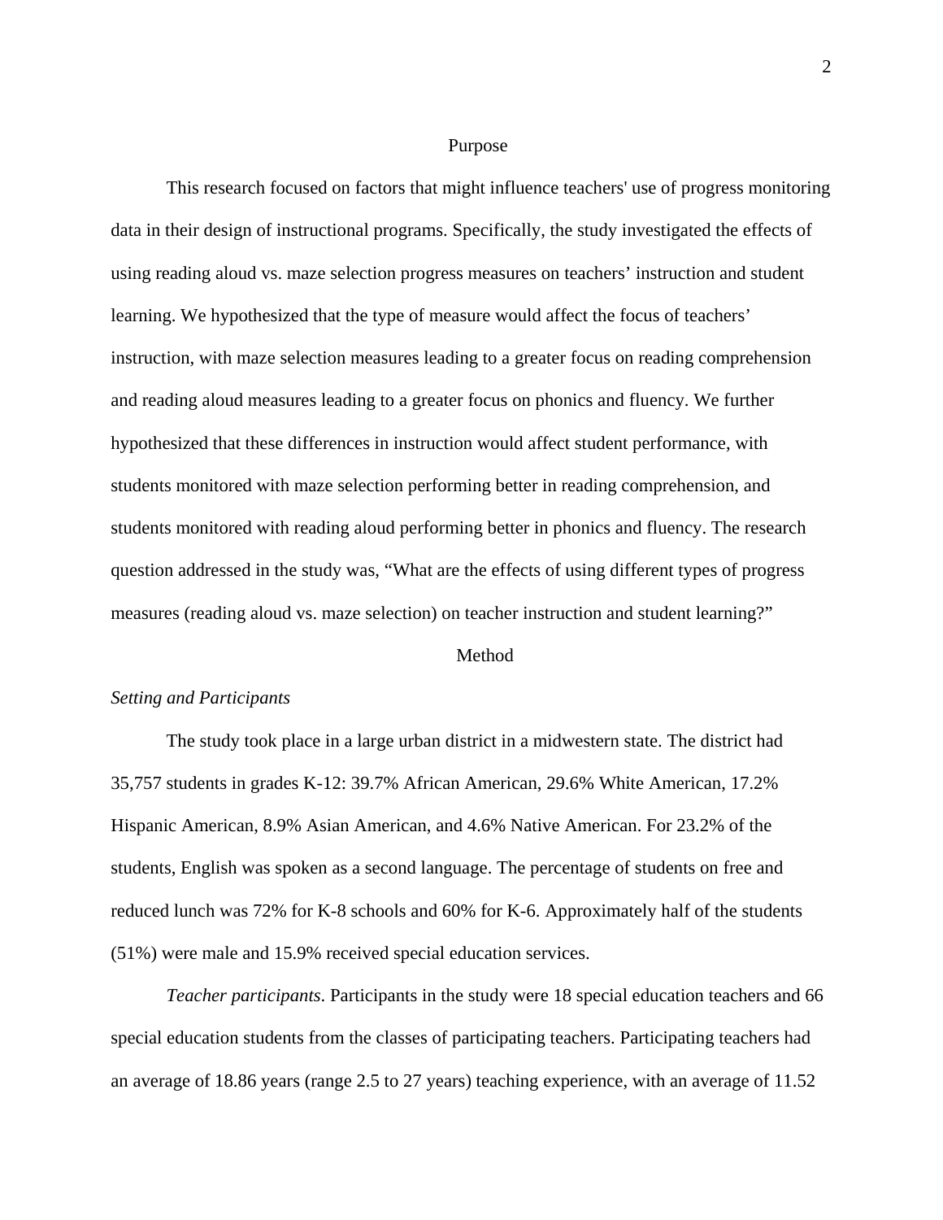## Purpose

This research focused on factors that might influence teachers' use of progress monitoring data in their design of instructional programs. Specifically, the study investigated the effects of using reading aloud vs. maze selection progress measures on teachers' instruction and student learning. We hypothesized that the type of measure would affect the focus of teachers' instruction, with maze selection measures leading to a greater focus on reading comprehension and reading aloud measures leading to a greater focus on phonics and fluency. We further hypothesized that these differences in instruction would affect student performance, with students monitored with maze selection performing better in reading comprehension, and students monitored with reading aloud performing better in phonics and fluency. The research question addressed in the study was, "What are the effects of using different types of progress measures (reading aloud vs. maze selection) on teacher instruction and student learning?"

## Method

### *Setting and Participants*

The study took place in a large urban district in a midwestern state. The district had 35,757 students in grades K-12: 39.7% African American, 29.6% White American, 17.2% Hispanic American, 8.9% Asian American, and 4.6% Native American. For 23.2% of the students, English was spoken as a second language. The percentage of students on free and reduced lunch was 72% for K-8 schools and 60% for K-6. Approximately half of the students (51%) were male and 15.9% received special education services.

*Teacher participants*. Participants in the study were 18 special education teachers and 66 special education students from the classes of participating teachers. Participating teachers had an average of 18.86 years (range 2.5 to 27 years) teaching experience, with an average of 11.52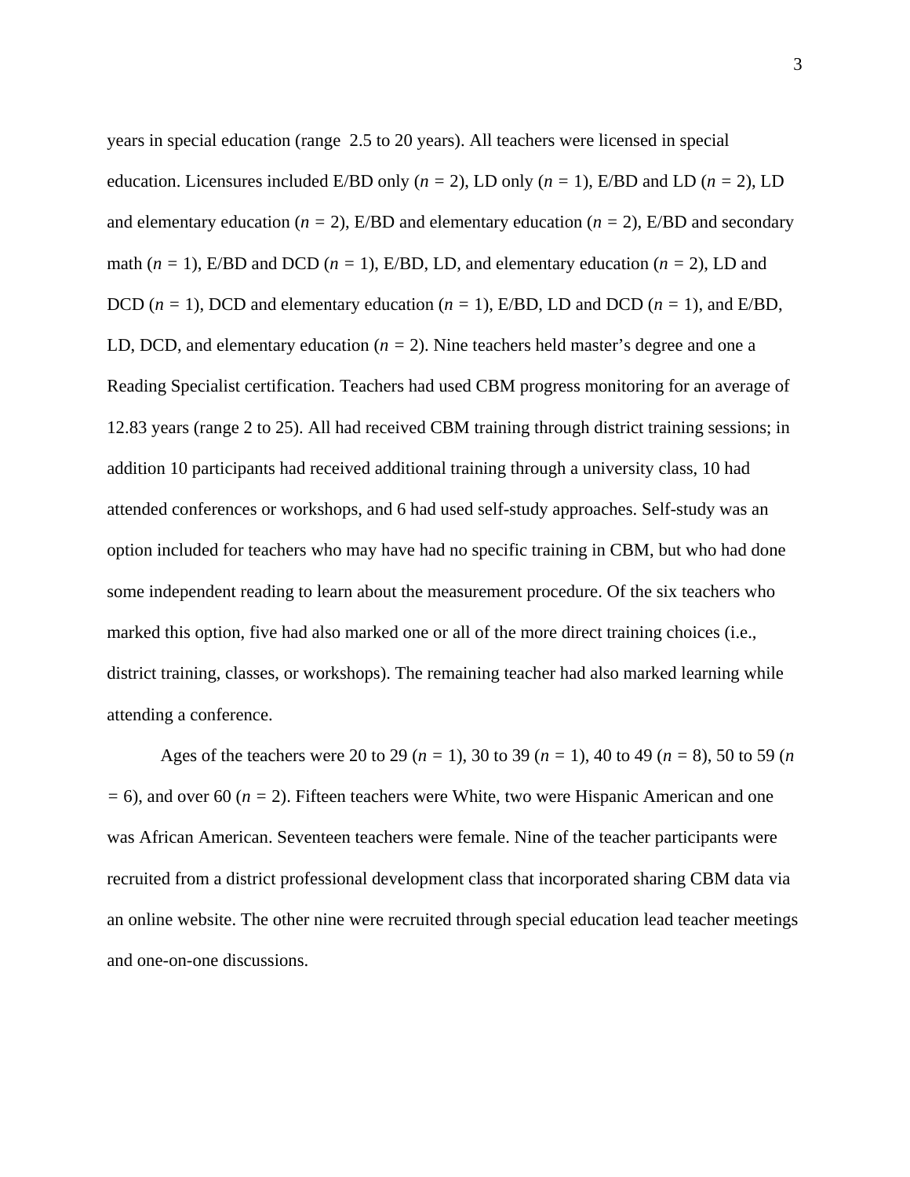years in special education (range  2.5 to 20 years). All teachers were licensed in special education. Licensures included E/BD only (*n* = 2), LD only (*n* = 1), E/BD and LD (*n* = 2), LD and elementary education (*n* = 2), E/BD and elementary education (*n* = 2), E/BD and secondary math (*n* = 1), E/BD and DCD (*n* = 1), E/BD, LD, and elementary education (*n* = 2), LD and DCD (*n* = 1), DCD and elementary education (*n* = 1), E/BD, LD and DCD (*n* = 1), and E/BD, LD, DCD, and elementary education (*n* = 2). Nine teachers held master's degree and one a Reading Specialist certification. Teachers had used CBM progress monitoring for an average of 12.83 years (range 2 to 25). All had received CBM training through district training sessions; in addition 10 participants had received additional training through a university class, 10 had attended conferences or workshops, and 6 had used self-study approaches. Self-study was an option included for teachers who may have had no specific training in CBM, but who had done some independent reading to learn about the measurement procedure. Of the six teachers who marked this option, five had also marked one or all of the more direct training choices (i.e., district training, classes, or workshops). The remaining teacher had also marked learning while attending a conference.

Ages of the teachers were 20 to 29 (*n* = 1), 30 to 39 (*n* = 1), 40 to 49 (*n* = 8), 50 to 59 (*n* = 6), and over 60 (*n* = 2). Fifteen teachers were White, two were Hispanic American and one was African American. Seventeen teachers were female. Nine of the teacher participants were recruited from a district professional development class that incorporated sharing CBM data via an online website. The other nine were recruited through special education lead teacher meetings and one-on-one discussions.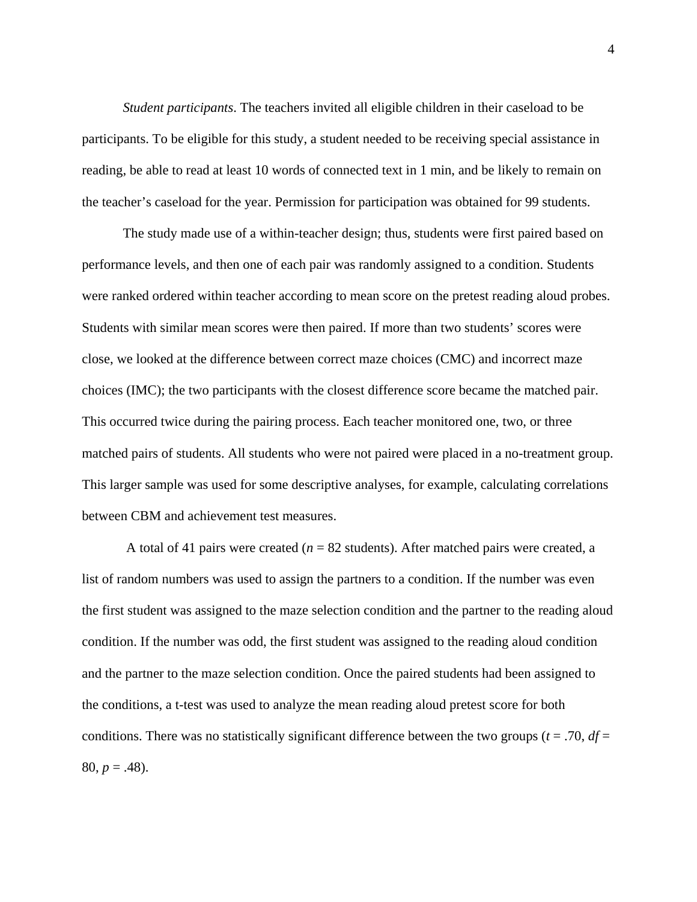*Student participants*. The teachers invited all eligible children in their caseload to be participants. To be eligible for this study, a student needed to be receiving special assistance in reading, be able to read at least 10 words of connected text in 1 min, and be likely to remain on the teacher's caseload for the year. Permission for participation was obtained for 99 students.

The study made use of a within-teacher design; thus, students were first paired based on performance levels, and then one of each pair was randomly assigned to a condition. Students were ranked ordered within teacher according to mean score on the pretest reading aloud probes. Students with similar mean scores were then paired. If more than two students' scores were close, we looked at the difference between correct maze choices (CMC) and incorrect maze choices (IMC); the two participants with the closest difference score became the matched pair. This occurred twice during the pairing process. Each teacher monitored one, two, or three matched pairs of students. All students who were not paired were placed in a no-treatment group. This larger sample was used for some descriptive analyses, for example, calculating correlations between CBM and achievement test measures.

A total of 41 pairs were created (*n* = 82 students). After matched pairs were created, a list of random numbers was used to assign the partners to a condition. If the number was even the first student was assigned to the maze selection condition and the partner to the reading aloud condition. If the number was odd, the first student was assigned to the reading aloud condition and the partner to the maze selection condition. Once the paired students had been assigned to the conditions, a t-test was used to analyze the mean reading aloud pretest score for both conditions. There was no statistically significant difference between the two groups ($t$ = .70, $df$ = 80, $p$ = .48).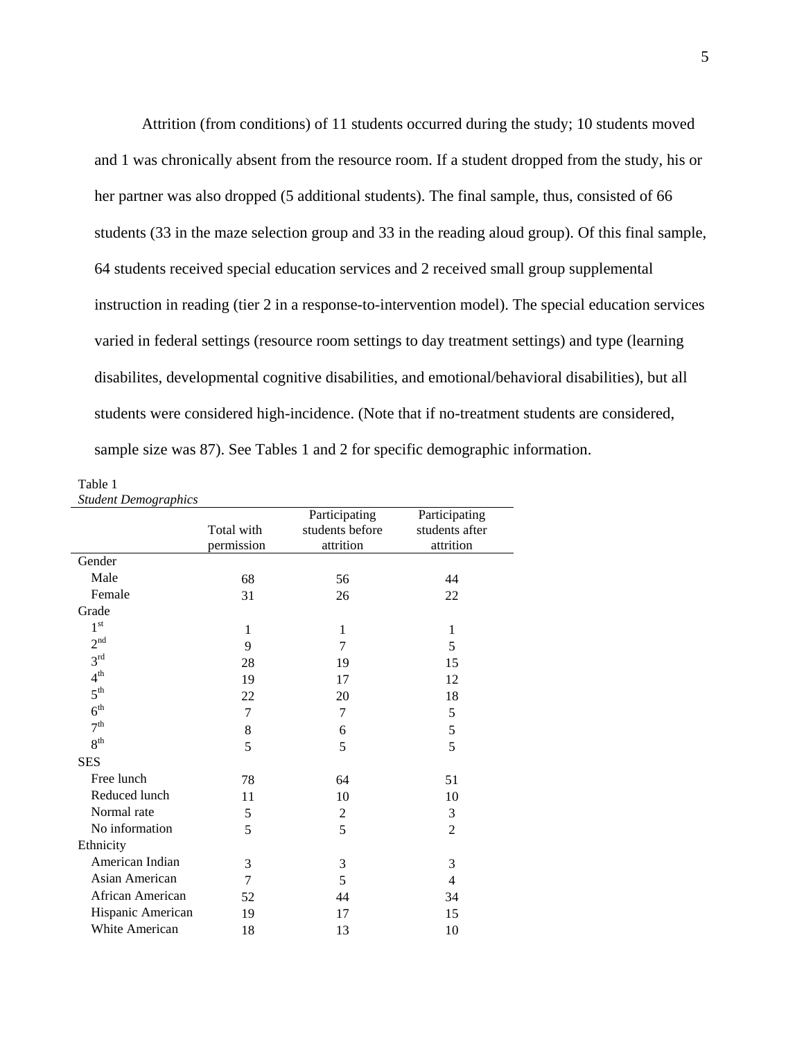Attrition (from conditions) of 11 students occurred during the study; 10 students moved and 1 was chronically absent from the resource room. If a student dropped from the study, his or her partner was also dropped (5 additional students). The final sample, thus, consisted of 66 students (33 in the maze selection group and 33 in the reading aloud group). Of this final sample, 64 students received special education services and 2 received small group supplemental instruction in reading (tier 2 in a response-to-intervention model). The special education services varied in federal settings (resource room settings to day treatment settings) and type (learning disabilites, developmental cognitive disabilities, and emotional/behavioral disabilities), but all students were considered high-incidence. (Note that if no-treatment students are considered, sample size was 87). See Tables 1 and 2 for specific demographic information.

Table 1
*Student Demographics*

| | Total with permission | Participating students before attrition | Participating students after attrition |
|---|---|---|---|
| Gender | | | |
| Male | 68 | 56 | 44 |
| Female | 31 | 26 | 22 |
| Grade | | | |
| 1st | 1 | 1 | 1 |
| 2nd | 9 | 7 | 5 |
| 3rd | 28 | 19 | 15 |
| 4th | 19 | 17 | 12 |
| 5th | 22 | 20 | 18 |
| 6th | 7 | 7 | 5 |
| 7th | 8 | 6 | 5 |
| 8th | 5 | 5 | 5 |
| SES | | | |
| Free lunch | 78 | 64 | 51 |
| Reduced lunch | 11 | 10 | 10 |
| Normal rate | 5 | 2 | 3 |
| No information | 5 | 5 | 2 |
| Ethnicity | | | |
| American Indian | 3 | 3 | 3 |
| Asian American | 7 | 5 | 4 |
| African American | 52 | 44 | 34 |
| Hispanic American | 19 | 17 | 15 |
| White American | 18 | 13 | 10 |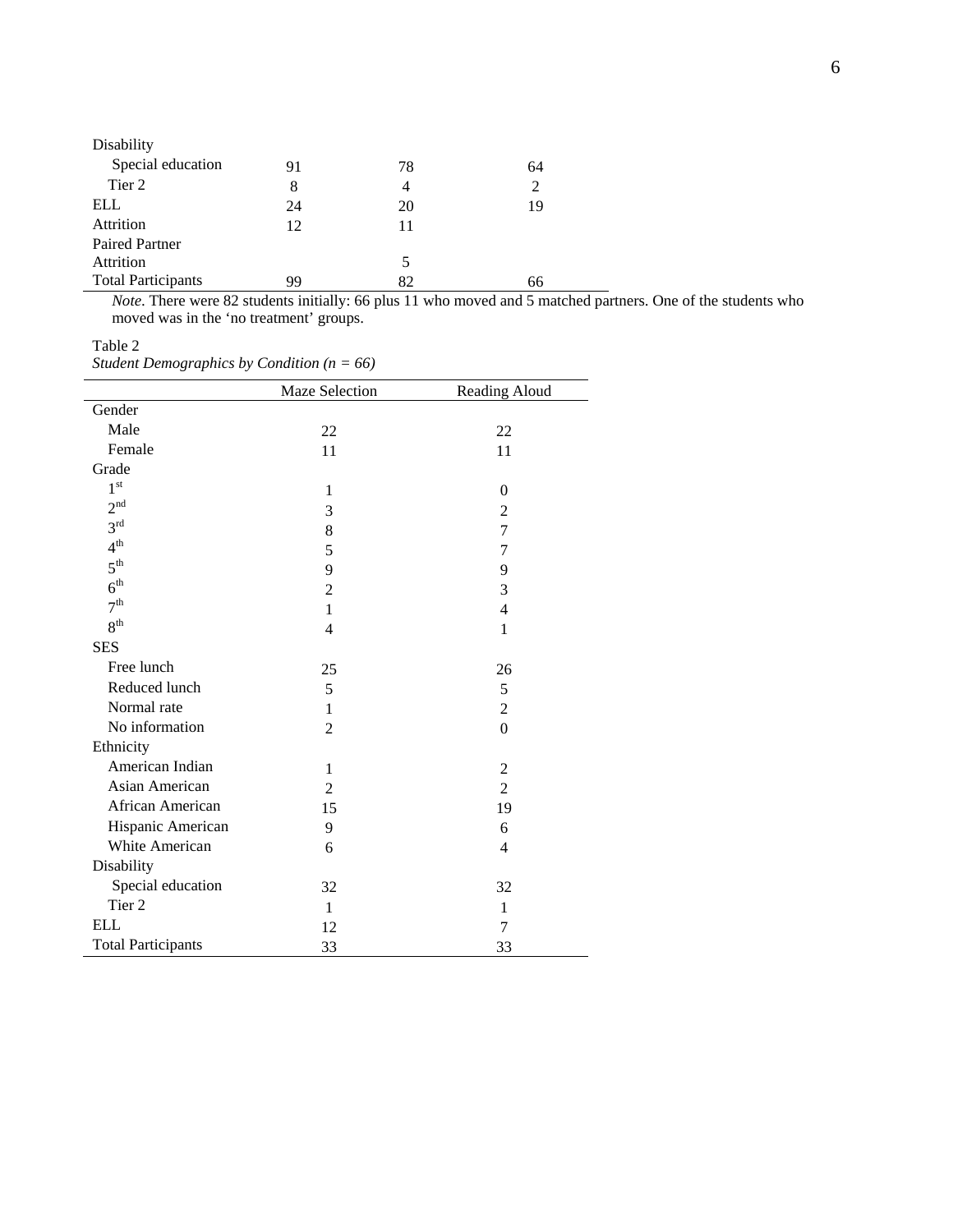| | | | |
|---|---|---|---|
| Disability | | | |
| Special education | 91 | 78 | 64 |
| Tier 2 | 8 | 4 | 2 |
| ELL | 24 | 20 | 19 |
| Attrition | 12 | 11 | |
| Paired Partner Attrition | | 5 | |
| Total Participants | 99 | 82 | 66 |

*Note*. There were 82 students initially: 66 plus 11 who moved and 5 matched partners. One of the students who moved was in the 'no treatment' groups.

Table 2
*Student Demographics by Condition (n = 66)*

| | Maze Selection | Reading Aloud |
|---|---|---|
| Gender | | |
| Male | 22 | 22 |
| Female | 11 | 11 |
| Grade | | |
| 1st | 1 | 0 |
| 2nd | 3 | 2 |
| 3rd | 8 | 7 |
| 4th | 5 | 7 |
| 5th | 9 | 9 |
| 6th | 2 | 3 |
| 7th | 1 | 4 |
| 8th | 4 | 1 |
| SES | | |
| Free lunch | 25 | 26 |
| Reduced lunch | 5 | 5 |
| Normal rate | 1 | 2 |
| No information | 2 | 0 |
| Ethnicity | | |
| American Indian | 1 | 2 |
| Asian American | 2 | 2 |
| African American | 15 | 19 |
| Hispanic American | 9 | 6 |
| White American | 6 | 4 |
| Disability | | |
| Special education | 32 | 32 |
| Tier 2 | 1 | 1 |
| ELL | 12 | 7 |
| Total Participants | 33 | 33 |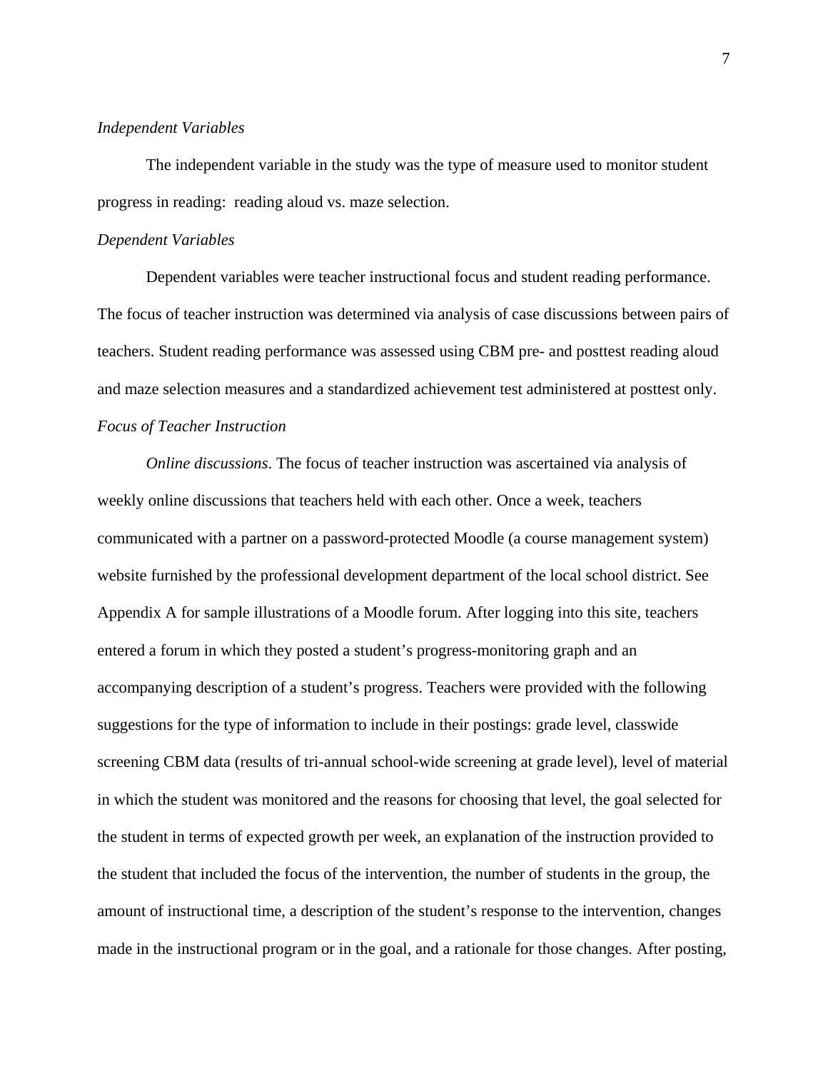### *Independent Variables*

The independent variable in the study was the type of measure used to monitor student progress in reading: reading aloud vs. maze selection.

### *Dependent Variables*

Dependent variables were teacher instructional focus and student reading performance. The focus of teacher instruction was determined via analysis of case discussions between pairs of teachers. Student reading performance was assessed using CBM pre- and posttest reading aloud and maze selection measures and a standardized achievement test administered at posttest only.

### *Focus of Teacher Instruction*

*Online discussions*. The focus of teacher instruction was ascertained via analysis of weekly online discussions that teachers held with each other. Once a week, teachers communicated with a partner on a password-protected Moodle (a course management system) website furnished by the professional development department of the local school district. See Appendix A for sample illustrations of a Moodle forum. After logging into this site, teachers entered a forum in which they posted a student's progress-monitoring graph and an accompanying description of a student's progress. Teachers were provided with the following suggestions for the type of information to include in their postings: grade level, classwide screening CBM data (results of tri-annual school-wide screening at grade level), level of material in which the student was monitored and the reasons for choosing that level, the goal selected for the student in terms of expected growth per week, an explanation of the instruction provided to the student that included the focus of the intervention, the number of students in the group, the amount of instructional time, a description of the student's response to the intervention, changes made in the instructional program or in the goal, and a rationale for those changes. After posting,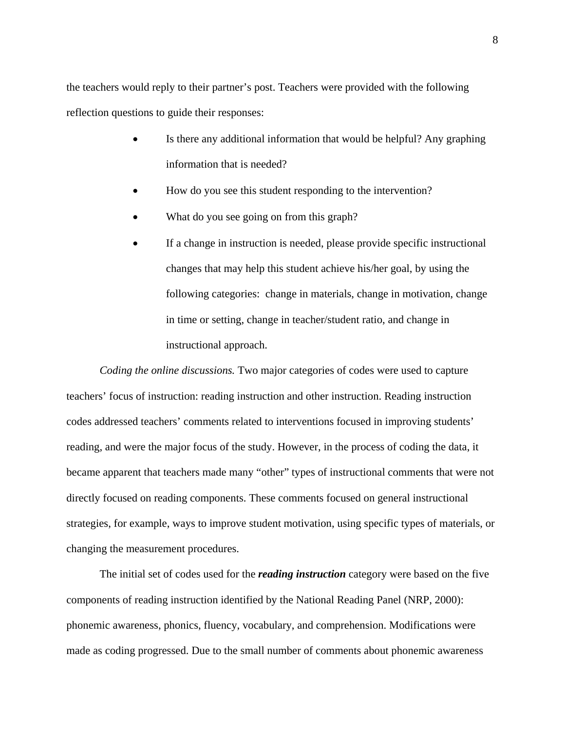the teachers would reply to their partner's post. Teachers were provided with the following reflection questions to guide their responses:

- Is there any additional information that would be helpful? Any graphing information that is needed?
- How do you see this student responding to the intervention?
- What do you see going on from this graph?
- If a change in instruction is needed, please provide specific instructional changes that may help this student achieve his/her goal, by using the following categories: change in materials, change in motivation, change in time or setting, change in teacher/student ratio, and change in instructional approach.

*Coding the online discussions.* Two major categories of codes were used to capture teachers' focus of instruction: reading instruction and other instruction. Reading instruction codes addressed teachers' comments related to interventions focused in improving students' reading, and were the major focus of the study. However, in the process of coding the data, it became apparent that teachers made many "other" types of instructional comments that were not directly focused on reading components. These comments focused on general instructional strategies, for example, ways to improve student motivation, using specific types of materials, or changing the measurement procedures.

The initial set of codes used for the ***reading instruction*** category were based on the five components of reading instruction identified by the National Reading Panel (NRP, 2000): phonemic awareness, phonics, fluency, vocabulary, and comprehension. Modifications were made as coding progressed. Due to the small number of comments about phonemic awareness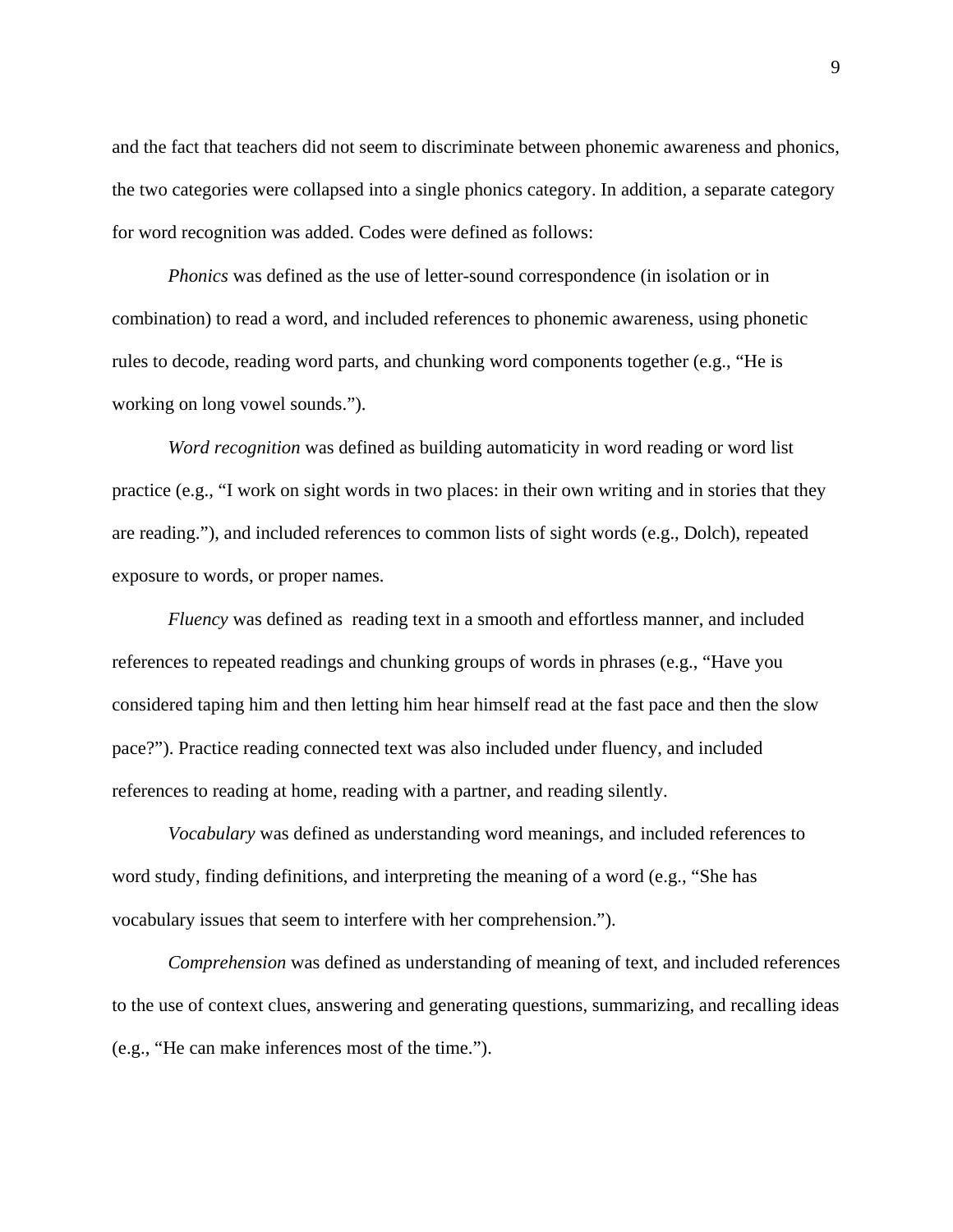and the fact that teachers did not seem to discriminate between phonemic awareness and phonics, the two categories were collapsed into a single phonics category. In addition, a separate category for word recognition was added. Codes were defined as follows:

*Phonics* was defined as the use of letter-sound correspondence (in isolation or in combination) to read a word, and included references to phonemic awareness, using phonetic rules to decode, reading word parts, and chunking word components together (e.g., "He is working on long vowel sounds.").

*Word recognition* was defined as building automaticity in word reading or word list practice (e.g., "I work on sight words in two places: in their own writing and in stories that they are reading."), and included references to common lists of sight words (e.g., Dolch), repeated exposure to words, or proper names.

*Fluency* was defined as reading text in a smooth and effortless manner, and included references to repeated readings and chunking groups of words in phrases (e.g., "Have you considered taping him and then letting him hear himself read at the fast pace and then the slow pace?"). Practice reading connected text was also included under fluency, and included references to reading at home, reading with a partner, and reading silently.

*Vocabulary* was defined as understanding word meanings, and included references to word study, finding definitions, and interpreting the meaning of a word (e.g., "She has vocabulary issues that seem to interfere with her comprehension.").

*Comprehension* was defined as understanding of meaning of text, and included references to the use of context clues, answering and generating questions, summarizing, and recalling ideas (e.g., "He can make inferences most of the time.").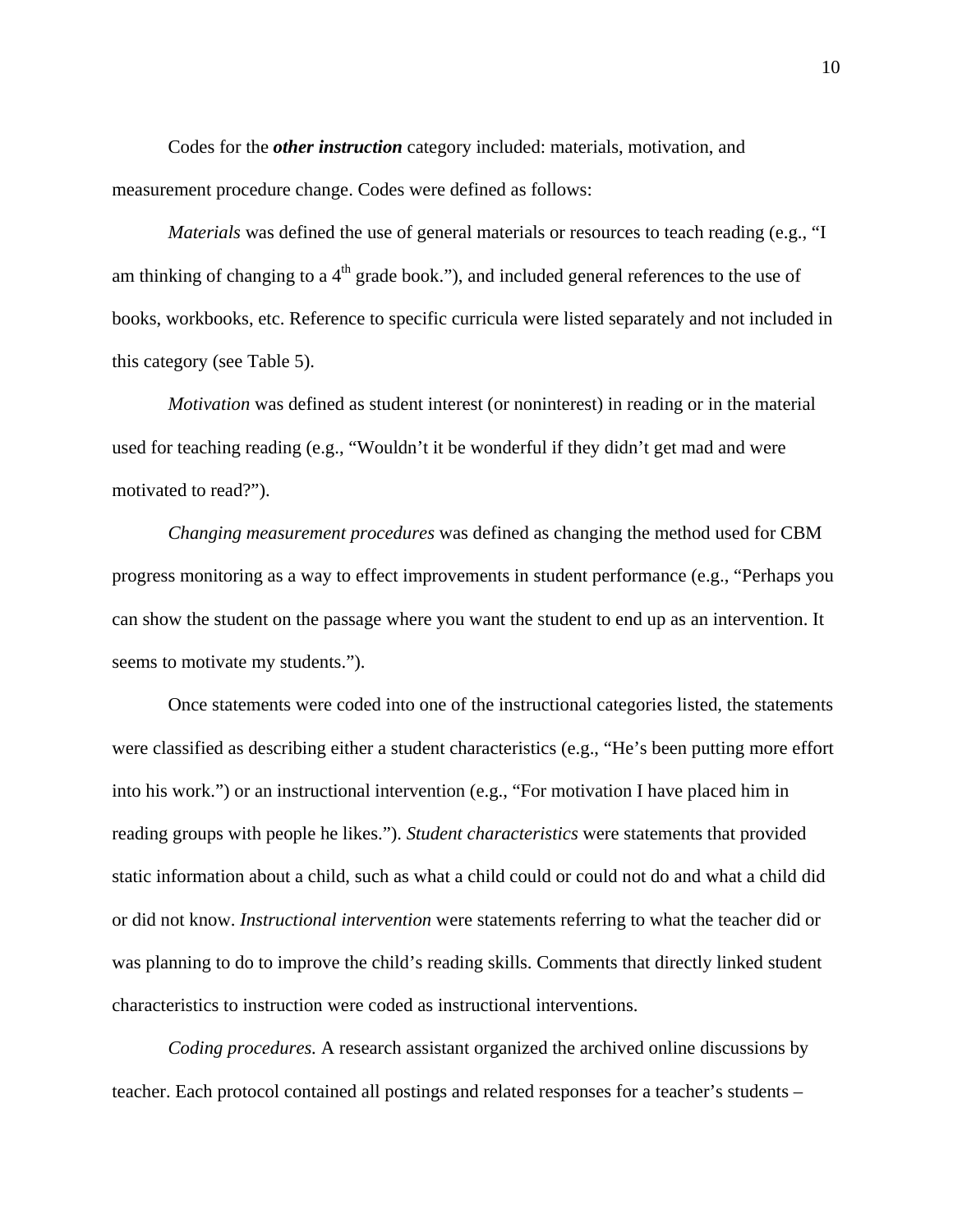Codes for the ***other instruction*** category included: materials, motivation, and measurement procedure change. Codes were defined as follows:

*Materials* was defined the use of general materials or resources to teach reading (e.g., "I am thinking of changing to a 4th grade book."), and included general references to the use of books, workbooks, etc. Reference to specific curricula were listed separately and not included in this category (see Table 5).

*Motivation* was defined as student interest (or noninterest) in reading or in the material used for teaching reading (e.g., "Wouldn't it be wonderful if they didn't get mad and were motivated to read?").

*Changing measurement procedures* was defined as changing the method used for CBM progress monitoring as a way to effect improvements in student performance (e.g., "Perhaps you can show the student on the passage where you want the student to end up as an intervention. It seems to motivate my students.").

Once statements were coded into one of the instructional categories listed, the statements were classified as describing either a student characteristics (e.g., "He's been putting more effort into his work.") or an instructional intervention (e.g., "For motivation I have placed him in reading groups with people he likes."). *Student characteristics* were statements that provided static information about a child, such as what a child could or could not do and what a child did or did not know. *Instructional intervention* were statements referring to what the teacher did or was planning to do to improve the child's reading skills. Comments that directly linked student characteristics to instruction were coded as instructional interventions.

*Coding procedures.* A research assistant organized the archived online discussions by teacher. Each protocol contained all postings and related responses for a teacher's students –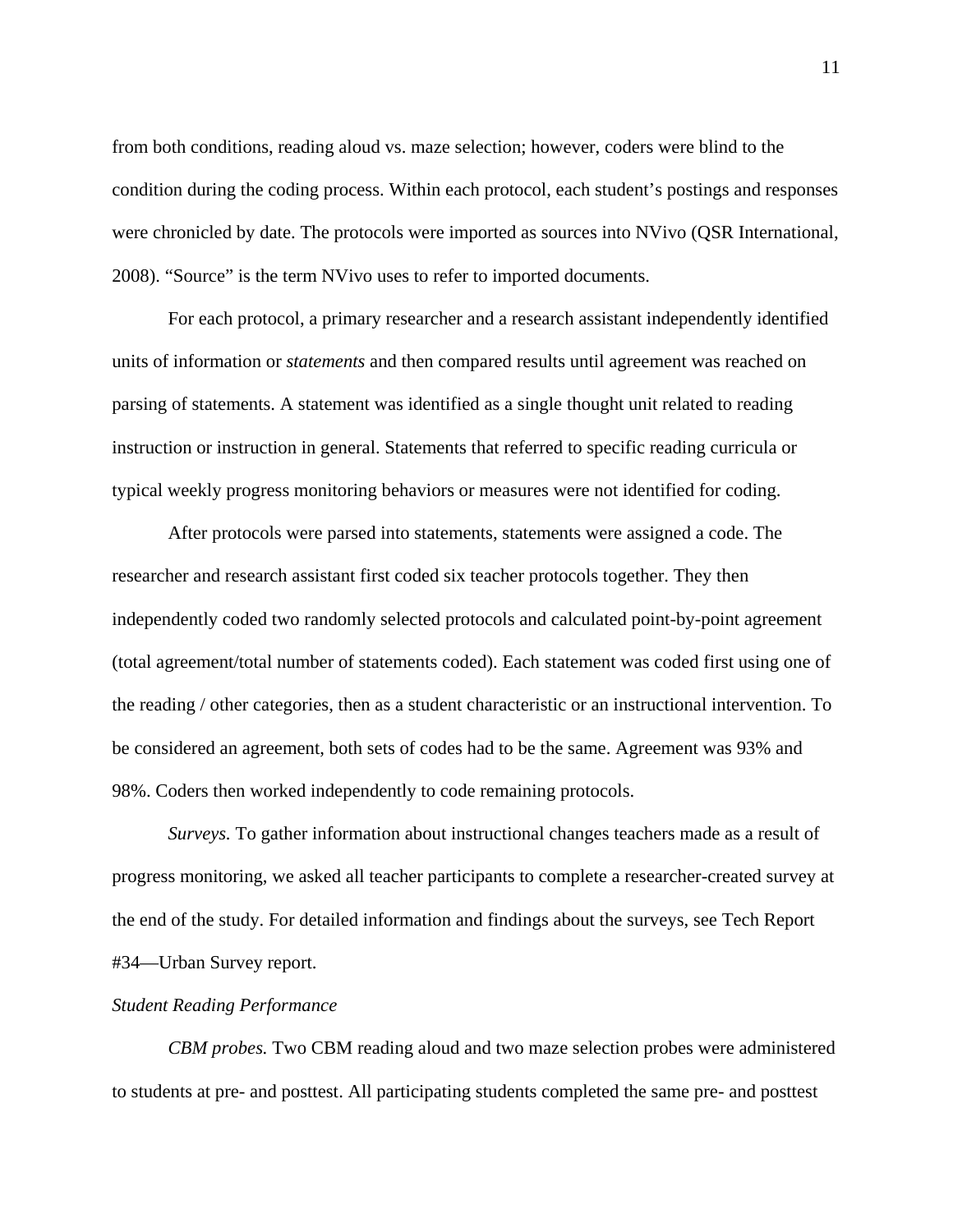from both conditions, reading aloud vs. maze selection; however, coders were blind to the condition during the coding process. Within each protocol, each student's postings and responses were chronicled by date. The protocols were imported as sources into NVivo (QSR International, 2008). "Source" is the term NVivo uses to refer to imported documents.

For each protocol, a primary researcher and a research assistant independently identified units of information or *statements* and then compared results until agreement was reached on parsing of statements. A statement was identified as a single thought unit related to reading instruction or instruction in general. Statements that referred to specific reading curricula or typical weekly progress monitoring behaviors or measures were not identified for coding.

After protocols were parsed into statements, statements were assigned a code. The researcher and research assistant first coded six teacher protocols together. They then independently coded two randomly selected protocols and calculated point-by-point agreement (total agreement/total number of statements coded). Each statement was coded first using one of the reading / other categories, then as a student characteristic or an instructional intervention. To be considered an agreement, both sets of codes had to be the same. Agreement was 93% and 98%. Coders then worked independently to code remaining protocols.

*Surveys.* To gather information about instructional changes teachers made as a result of progress monitoring, we asked all teacher participants to complete a researcher-created survey at the end of the study. For detailed information and findings about the surveys, see Tech Report #34—Urban Survey report.

*Student Reading Performance*

*CBM probes.* Two CBM reading aloud and two maze selection probes were administered to students at pre- and posttest. All participating students completed the same pre- and posttest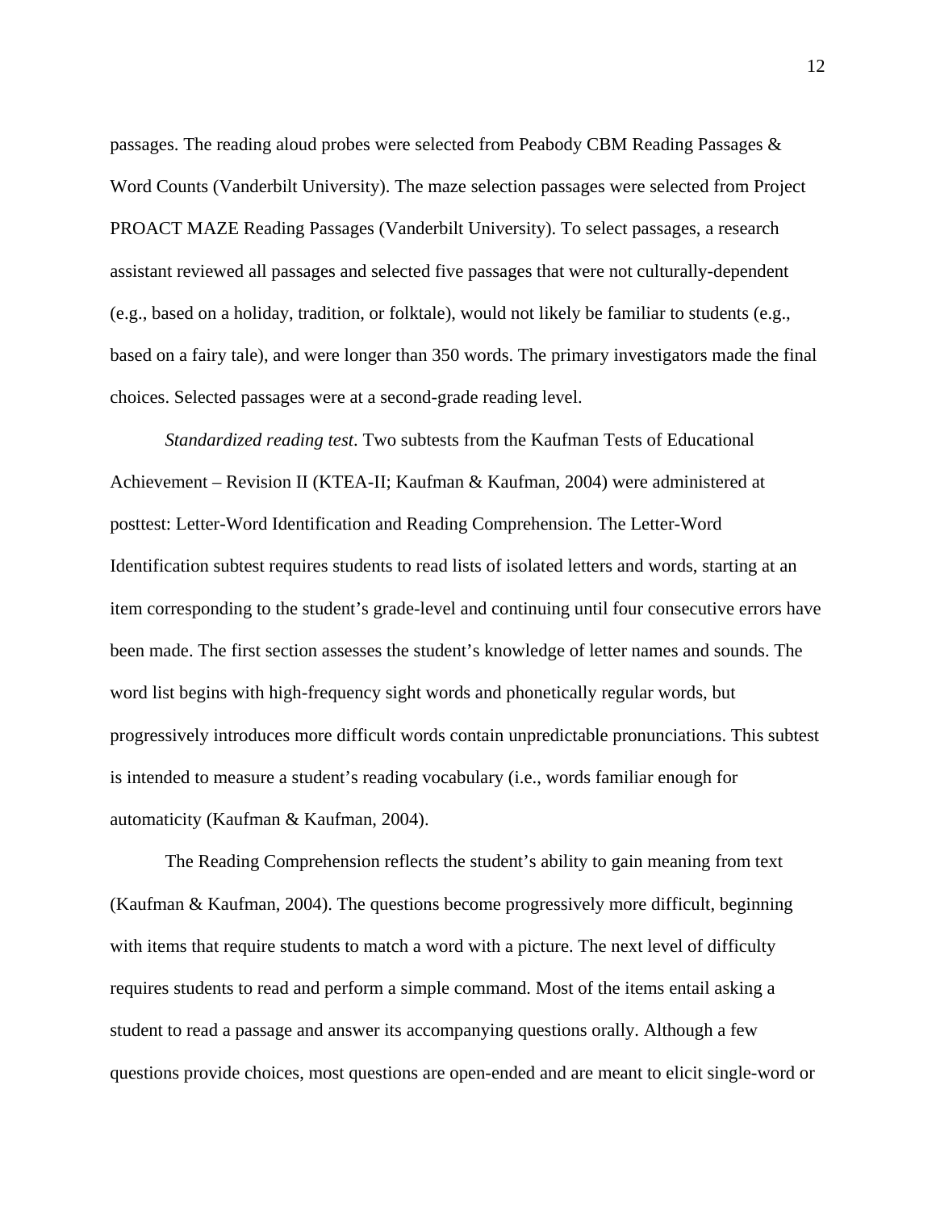passages. The reading aloud probes were selected from Peabody CBM Reading Passages & Word Counts (Vanderbilt University). The maze selection passages were selected from Project PROACT MAZE Reading Passages (Vanderbilt University). To select passages, a research assistant reviewed all passages and selected five passages that were not culturally-dependent (e.g., based on a holiday, tradition, or folktale), would not likely be familiar to students (e.g., based on a fairy tale), and were longer than 350 words. The primary investigators made the final choices. Selected passages were at a second-grade reading level.

*Standardized reading test*. Two subtests from the Kaufman Tests of Educational Achievement – Revision II (KTEA-II; Kaufman & Kaufman, 2004) were administered at posttest: Letter-Word Identification and Reading Comprehension. The Letter-Word Identification subtest requires students to read lists of isolated letters and words, starting at an item corresponding to the student's grade-level and continuing until four consecutive errors have been made. The first section assesses the student's knowledge of letter names and sounds. The word list begins with high-frequency sight words and phonetically regular words, but progressively introduces more difficult words contain unpredictable pronunciations. This subtest is intended to measure a student's reading vocabulary (i.e., words familiar enough for automaticity (Kaufman & Kaufman, 2004).

The Reading Comprehension reflects the student's ability to gain meaning from text (Kaufman & Kaufman, 2004). The questions become progressively more difficult, beginning with items that require students to match a word with a picture. The next level of difficulty requires students to read and perform a simple command. Most of the items entail asking a student to read a passage and answer its accompanying questions orally. Although a few questions provide choices, most questions are open-ended and are meant to elicit single-word or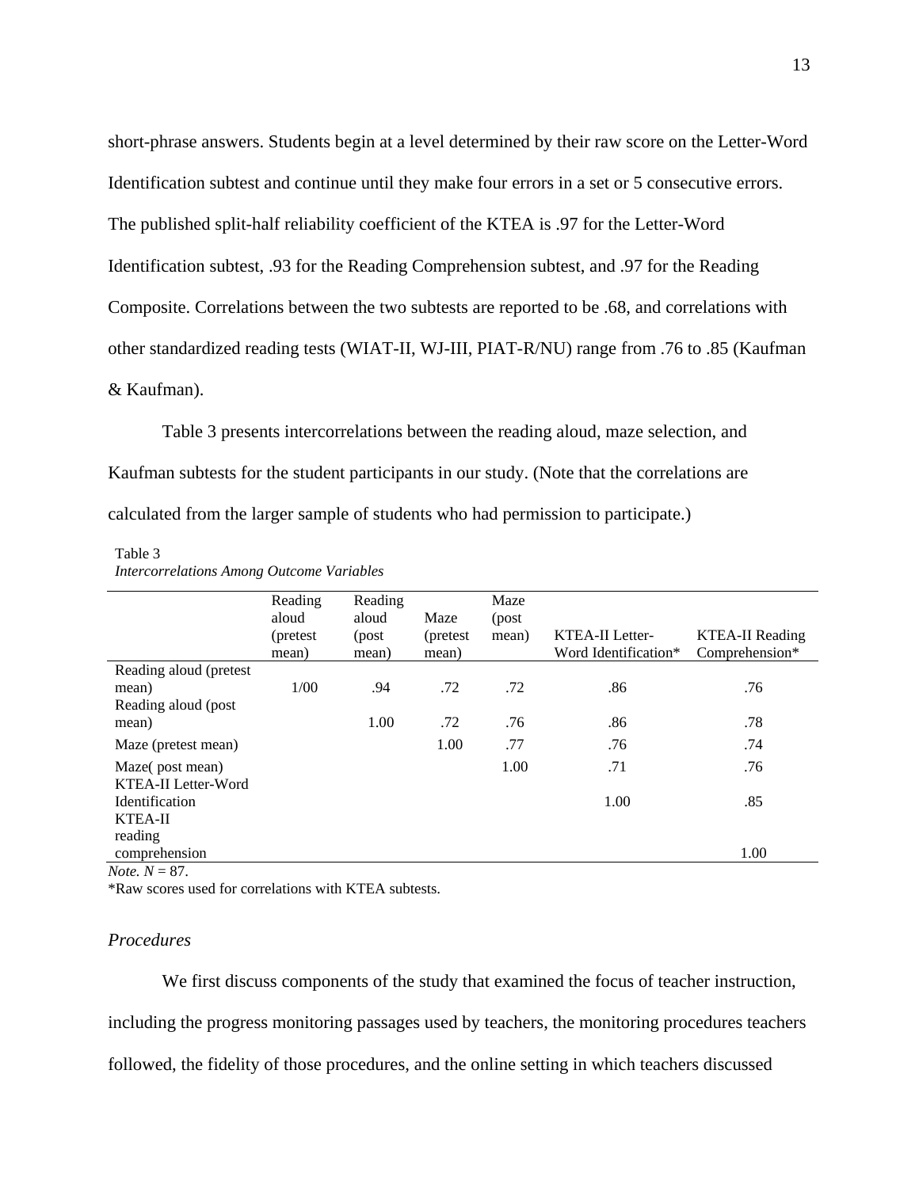short-phrase answers. Students begin at a level determined by their raw score on the Letter-Word Identification subtest and continue until they make four errors in a set or 5 consecutive errors. The published split-half reliability coefficient of the KTEA is .97 for the Letter-Word Identification subtest, .93 for the Reading Comprehension subtest, and .97 for the Reading Composite. Correlations between the two subtests are reported to be .68, and correlations with other standardized reading tests (WIAT-II, WJ-III, PIAT-R/NU) range from .76 to .85 (Kaufman & Kaufman).

Table 3 presents intercorrelations between the reading aloud, maze selection, and Kaufman subtests for the student participants in our study. (Note that the correlations are calculated from the larger sample of students who had permission to participate.)

Table 3
*Intercorrelations Among Outcome Variables*

| | Reading aloud (pretest mean) | Reading aloud (post mean) | Maze (pretest mean) | Maze (post mean) | KTEA-II Letter-Word Identification* | KTEA-II Reading Comprehension* |
|---|---|---|---|---|---|---|
| Reading aloud (pretest mean) | 1/00 | .94 | .72 | .72 | .86 | .76 |
| Reading aloud (post mean) | | 1.00 | .72 | .76 | .86 | .78 |
| Maze (pretest mean) | | | 1.00 | .77 | .76 | .74 |
| Maze( post mean) | | | | 1.00 | .71 | .76 |
| KTEA-II Letter-Word Identification | | | | | 1.00 | .85 |
| KTEA-II reading comprehension | | | | | | 1.00 |

*Note.* $N = 87$.
*Raw scores used for correlations with KTEA subtests.

### *Procedures*

We first discuss components of the study that examined the focus of teacher instruction, including the progress monitoring passages used by teachers, the monitoring procedures teachers followed, the fidelity of those procedures, and the online setting in which teachers discussed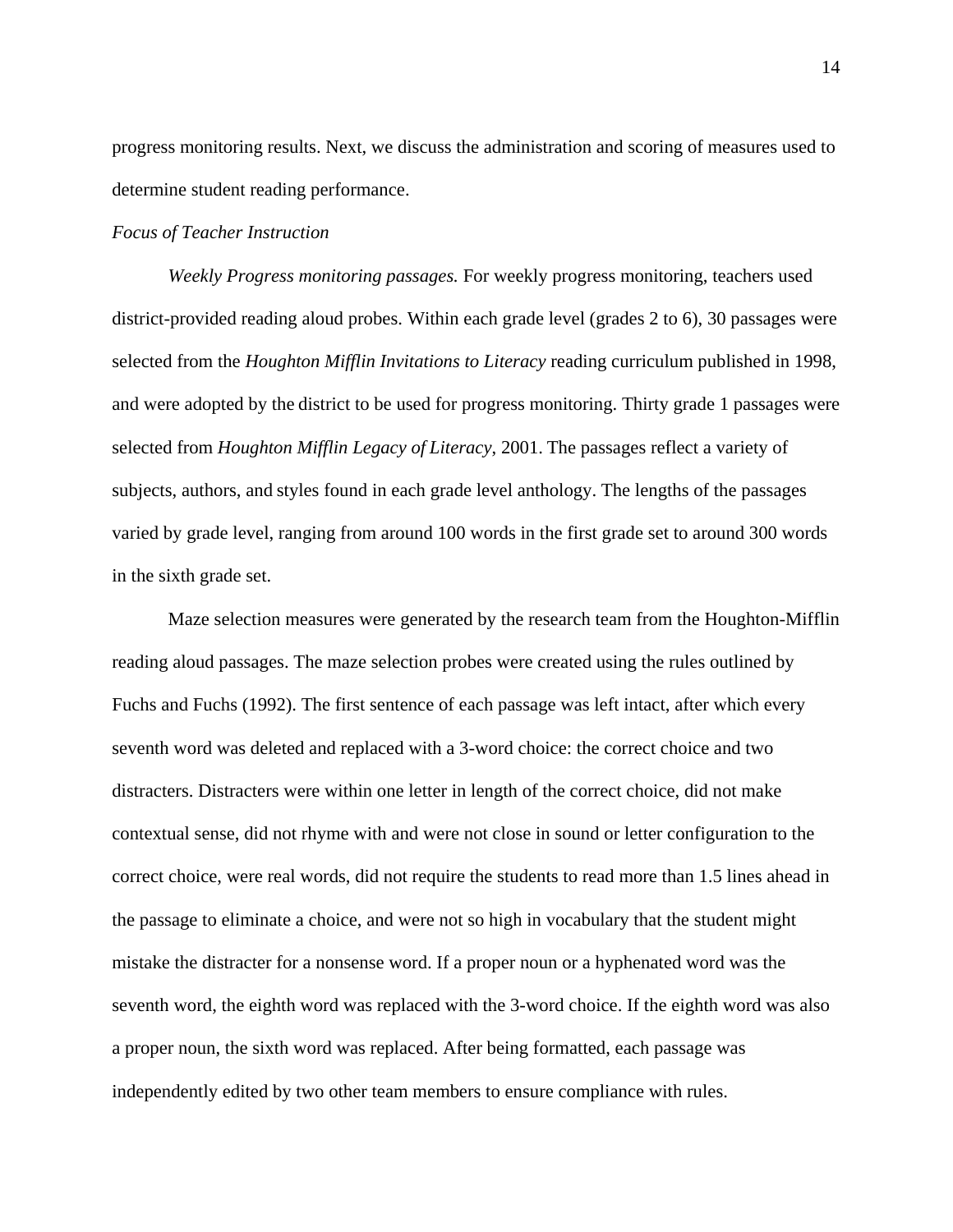progress monitoring results. Next, we discuss the administration and scoring of measures used to determine student reading performance.

*Focus of Teacher Instruction*

*Weekly Progress monitoring passages.* For weekly progress monitoring, teachers used district-provided reading aloud probes. Within each grade level (grades 2 to 6), 30 passages were selected from the *Houghton Mifflin Invitations to Literacy* reading curriculum published in 1998, and were adopted by the district to be used for progress monitoring. Thirty grade 1 passages were selected from *Houghton Mifflin Legacy of Literacy*, 2001. The passages reflect a variety of subjects, authors, and styles found in each grade level anthology. The lengths of the passages varied by grade level, ranging from around 100 words in the first grade set to around 300 words in the sixth grade set.

Maze selection measures were generated by the research team from the Houghton-Mifflin reading aloud passages. The maze selection probes were created using the rules outlined by Fuchs and Fuchs (1992). The first sentence of each passage was left intact, after which every seventh word was deleted and replaced with a 3-word choice: the correct choice and two distracters. Distracters were within one letter in length of the correct choice, did not make contextual sense, did not rhyme with and were not close in sound or letter configuration to the correct choice, were real words, did not require the students to read more than 1.5 lines ahead in the passage to eliminate a choice, and were not so high in vocabulary that the student might mistake the distracter for a nonsense word. If a proper noun or a hyphenated word was the seventh word, the eighth word was replaced with the 3-word choice. If the eighth word was also a proper noun, the sixth word was replaced. After being formatted, each passage was independently edited by two other team members to ensure compliance with rules.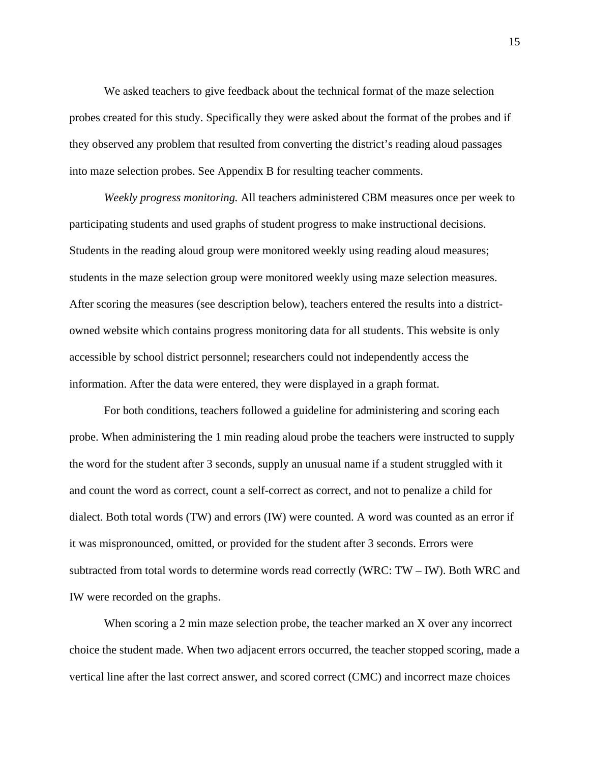We asked teachers to give feedback about the technical format of the maze selection probes created for this study. Specifically they were asked about the format of the probes and if they observed any problem that resulted from converting the district's reading aloud passages into maze selection probes. See Appendix B for resulting teacher comments.

*Weekly progress monitoring.* All teachers administered CBM measures once per week to participating students and used graphs of student progress to make instructional decisions. Students in the reading aloud group were monitored weekly using reading aloud measures; students in the maze selection group were monitored weekly using maze selection measures. After scoring the measures (see description below), teachers entered the results into a district-owned website which contains progress monitoring data for all students. This website is only accessible by school district personnel; researchers could not independently access the information. After the data were entered, they were displayed in a graph format.

For both conditions, teachers followed a guideline for administering and scoring each probe. When administering the 1 min reading aloud probe the teachers were instructed to supply the word for the student after 3 seconds, supply an unusual name if a student struggled with it and count the word as correct, count a self-correct as correct, and not to penalize a child for dialect. Both total words (TW) and errors (IW) were counted. A word was counted as an error if it was mispronounced, omitted, or provided for the student after 3 seconds. Errors were subtracted from total words to determine words read correctly (WRC: TW – IW). Both WRC and IW were recorded on the graphs.

When scoring a 2 min maze selection probe, the teacher marked an X over any incorrect choice the student made. When two adjacent errors occurred, the teacher stopped scoring, made a vertical line after the last correct answer, and scored correct (CMC) and incorrect maze choices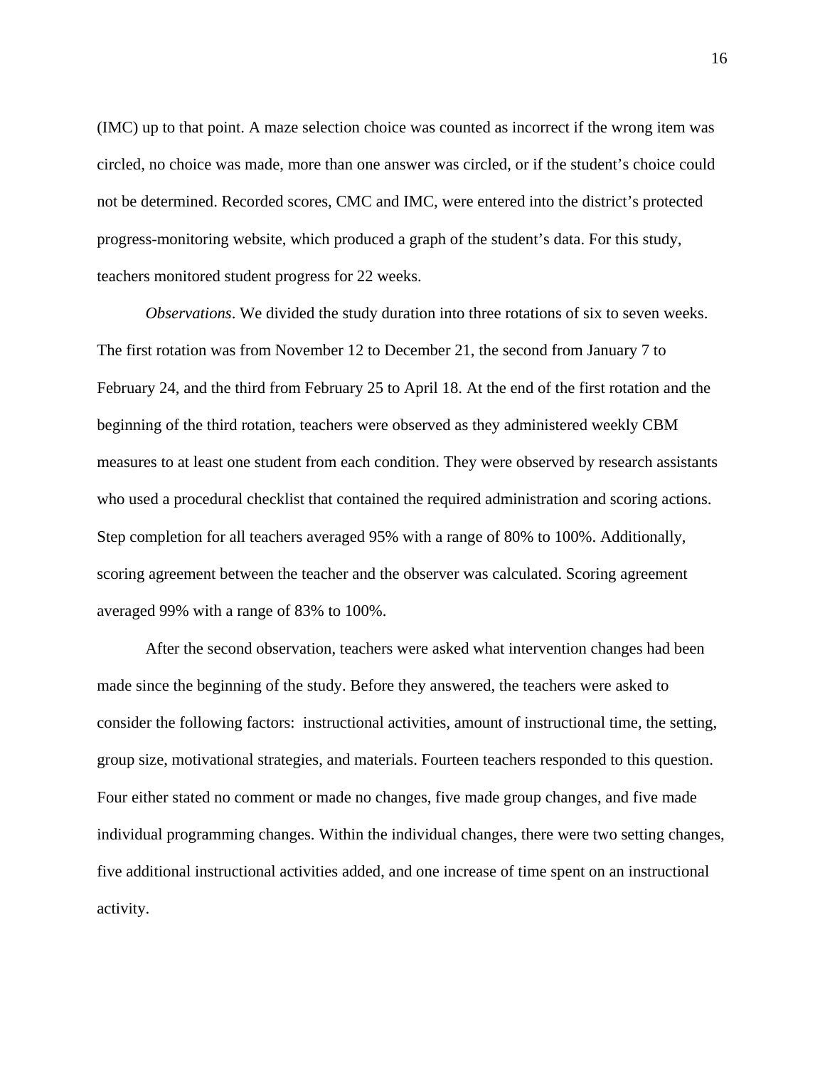(IMC) up to that point. A maze selection choice was counted as incorrect if the wrong item was circled, no choice was made, more than one answer was circled, or if the student's choice could not be determined. Recorded scores, CMC and IMC, were entered into the district's protected progress-monitoring website, which produced a graph of the student's data. For this study, teachers monitored student progress for 22 weeks.

*Observations*. We divided the study duration into three rotations of six to seven weeks. The first rotation was from November 12 to December 21, the second from January 7 to February 24, and the third from February 25 to April 18. At the end of the first rotation and the beginning of the third rotation, teachers were observed as they administered weekly CBM measures to at least one student from each condition. They were observed by research assistants who used a procedural checklist that contained the required administration and scoring actions. Step completion for all teachers averaged 95% with a range of 80% to 100%. Additionally, scoring agreement between the teacher and the observer was calculated. Scoring agreement averaged 99% with a range of 83% to 100%.

After the second observation, teachers were asked what intervention changes had been made since the beginning of the study. Before they answered, the teachers were asked to consider the following factors: instructional activities, amount of instructional time, the setting, group size, motivational strategies, and materials. Fourteen teachers responded to this question. Four either stated no comment or made no changes, five made group changes, and five made individual programming changes. Within the individual changes, there were two setting changes, five additional instructional activities added, and one increase of time spent on an instructional activity.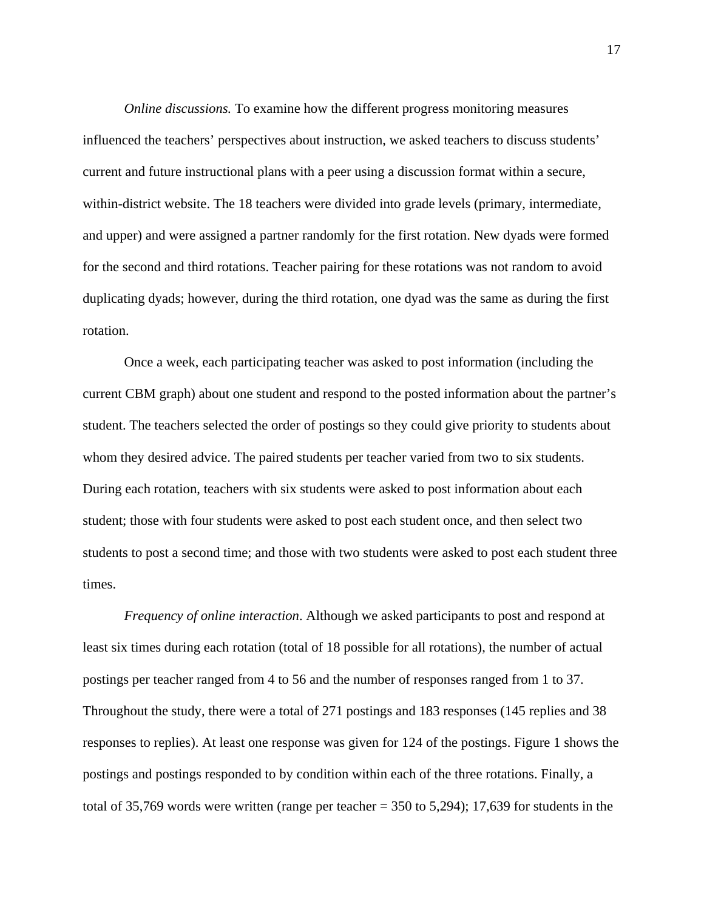*Online discussions.* To examine how the different progress monitoring measures influenced the teachers' perspectives about instruction, we asked teachers to discuss students' current and future instructional plans with a peer using a discussion format within a secure, within-district website. The 18 teachers were divided into grade levels (primary, intermediate, and upper) and were assigned a partner randomly for the first rotation. New dyads were formed for the second and third rotations. Teacher pairing for these rotations was not random to avoid duplicating dyads; however, during the third rotation, one dyad was the same as during the first rotation.

Once a week, each participating teacher was asked to post information (including the current CBM graph) about one student and respond to the posted information about the partner's student. The teachers selected the order of postings so they could give priority to students about whom they desired advice. The paired students per teacher varied from two to six students. During each rotation, teachers with six students were asked to post information about each student; those with four students were asked to post each student once, and then select two students to post a second time; and those with two students were asked to post each student three times.

*Frequency of online interaction*. Although we asked participants to post and respond at least six times during each rotation (total of 18 possible for all rotations), the number of actual postings per teacher ranged from 4 to 56 and the number of responses ranged from 1 to 37. Throughout the study, there were a total of 271 postings and 183 responses (145 replies and 38 responses to replies). At least one response was given for 124 of the postings. Figure 1 shows the postings and postings responded to by condition within each of the three rotations. Finally, a total of 35,769 words were written (range per teacher = 350 to 5,294); 17,639 for students in the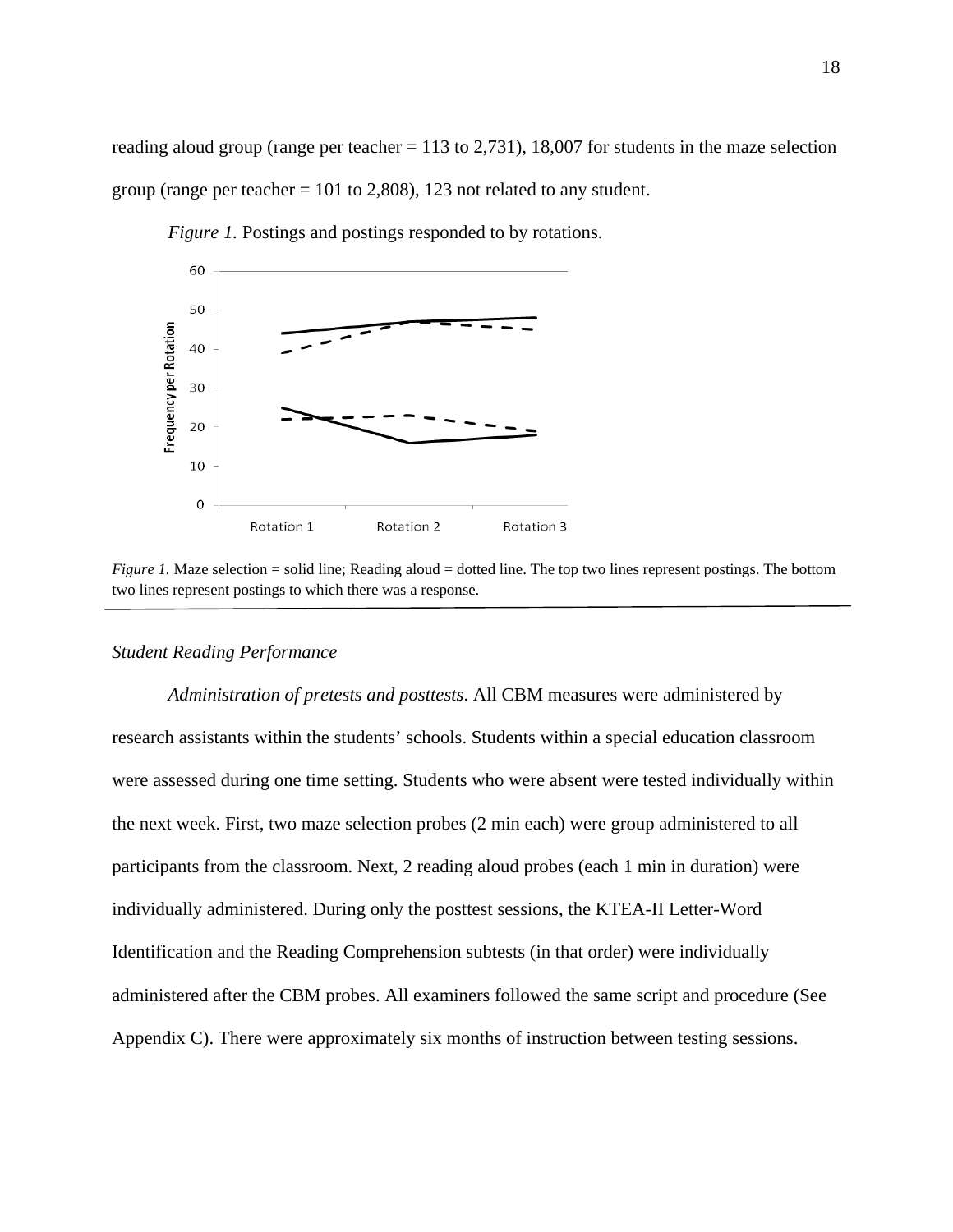reading aloud group (range per teacher = 113 to 2,731), 18,007 for students in the maze selection group (range per teacher = 101 to 2,808), 123 not related to any student.

*Figure 1.* Postings and postings responded to by rotations.

*Figure 1.* Maze selection = solid line; Reading aloud = dotted line. The top two lines represent postings. The bottom two lines represent postings to which there was a response.

### *Student Reading Performance*

*Administration of pretests and posttests*. All CBM measures were administered by research assistants within the students' schools. Students within a special education classroom were assessed during one time setting. Students who were absent were tested individually within the next week. First, two maze selection probes (2 min each) were group administered to all participants from the classroom. Next, 2 reading aloud probes (each 1 min in duration) were individually administered. During only the posttest sessions, the KTEA-II Letter-Word Identification and the Reading Comprehension subtests (in that order) were individually administered after the CBM probes. All examiners followed the same script and procedure (See Appendix C). There were approximately six months of instruction between testing sessions.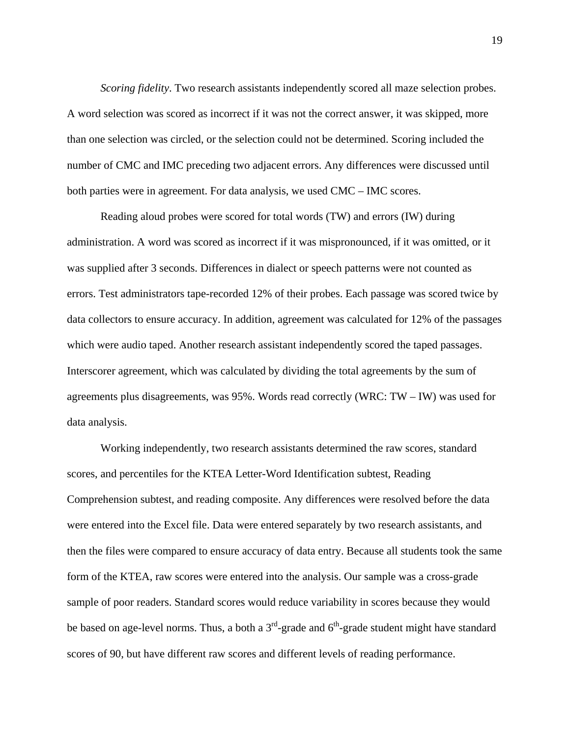*Scoring fidelity*. Two research assistants independently scored all maze selection probes. A word selection was scored as incorrect if it was not the correct answer, it was skipped, more than one selection was circled, or the selection could not be determined. Scoring included the number of CMC and IMC preceding two adjacent errors. Any differences were discussed until both parties were in agreement. For data analysis, we used CMC – IMC scores.

Reading aloud probes were scored for total words (TW) and errors (IW) during administration. A word was scored as incorrect if it was mispronounced, if it was omitted, or it was supplied after 3 seconds. Differences in dialect or speech patterns were not counted as errors. Test administrators tape-recorded 12% of their probes. Each passage was scored twice by data collectors to ensure accuracy. In addition, agreement was calculated for 12% of the passages which were audio taped. Another research assistant independently scored the taped passages. Interscorer agreement, which was calculated by dividing the total agreements by the sum of agreements plus disagreements, was 95%. Words read correctly (WRC: TW – IW) was used for data analysis.

Working independently, two research assistants determined the raw scores, standard scores, and percentiles for the KTEA Letter-Word Identification subtest, Reading Comprehension subtest, and reading composite. Any differences were resolved before the data were entered into the Excel file. Data were entered separately by two research assistants, and then the files were compared to ensure accuracy of data entry. Because all students took the same form of the KTEA, raw scores were entered into the analysis. Our sample was a cross-grade sample of poor readers. Standard scores would reduce variability in scores because they would be based on age-level norms. Thus, a both a 3rd-grade and 6th-grade student might have standard scores of 90, but have different raw scores and different levels of reading performance.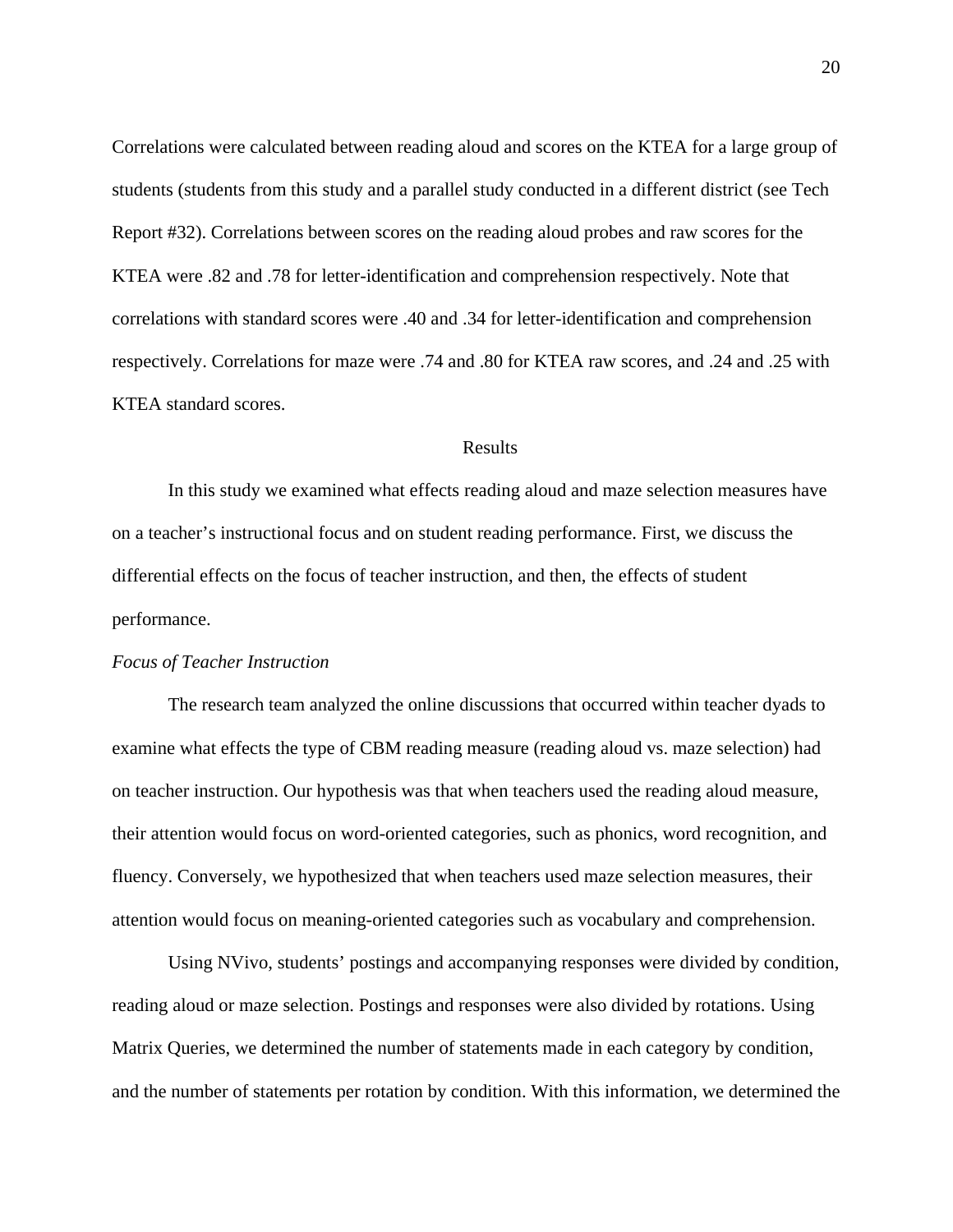Correlations were calculated between reading aloud and scores on the KTEA for a large group of students (students from this study and a parallel study conducted in a different district (see Tech Report #32). Correlations between scores on the reading aloud probes and raw scores for the KTEA were .82 and .78 for letter-identification and comprehension respectively. Note that correlations with standard scores were .40 and .34 for letter-identification and comprehension respectively. Correlations for maze were .74 and .80 for KTEA raw scores, and .24 and .25 with KTEA standard scores.

## Results

In this study we examined what effects reading aloud and maze selection measures have on a teacher's instructional focus and on student reading performance. First, we discuss the differential effects on the focus of teacher instruction, and then, the effects of student performance.

### *Focus of Teacher Instruction*

The research team analyzed the online discussions that occurred within teacher dyads to examine what effects the type of CBM reading measure (reading aloud vs. maze selection) had on teacher instruction. Our hypothesis was that when teachers used the reading aloud measure, their attention would focus on word-oriented categories, such as phonics, word recognition, and fluency. Conversely, we hypothesized that when teachers used maze selection measures, their attention would focus on meaning-oriented categories such as vocabulary and comprehension.

Using NVivo, students' postings and accompanying responses were divided by condition, reading aloud or maze selection. Postings and responses were also divided by rotations. Using Matrix Queries, we determined the number of statements made in each category by condition, and the number of statements per rotation by condition. With this information, we determined the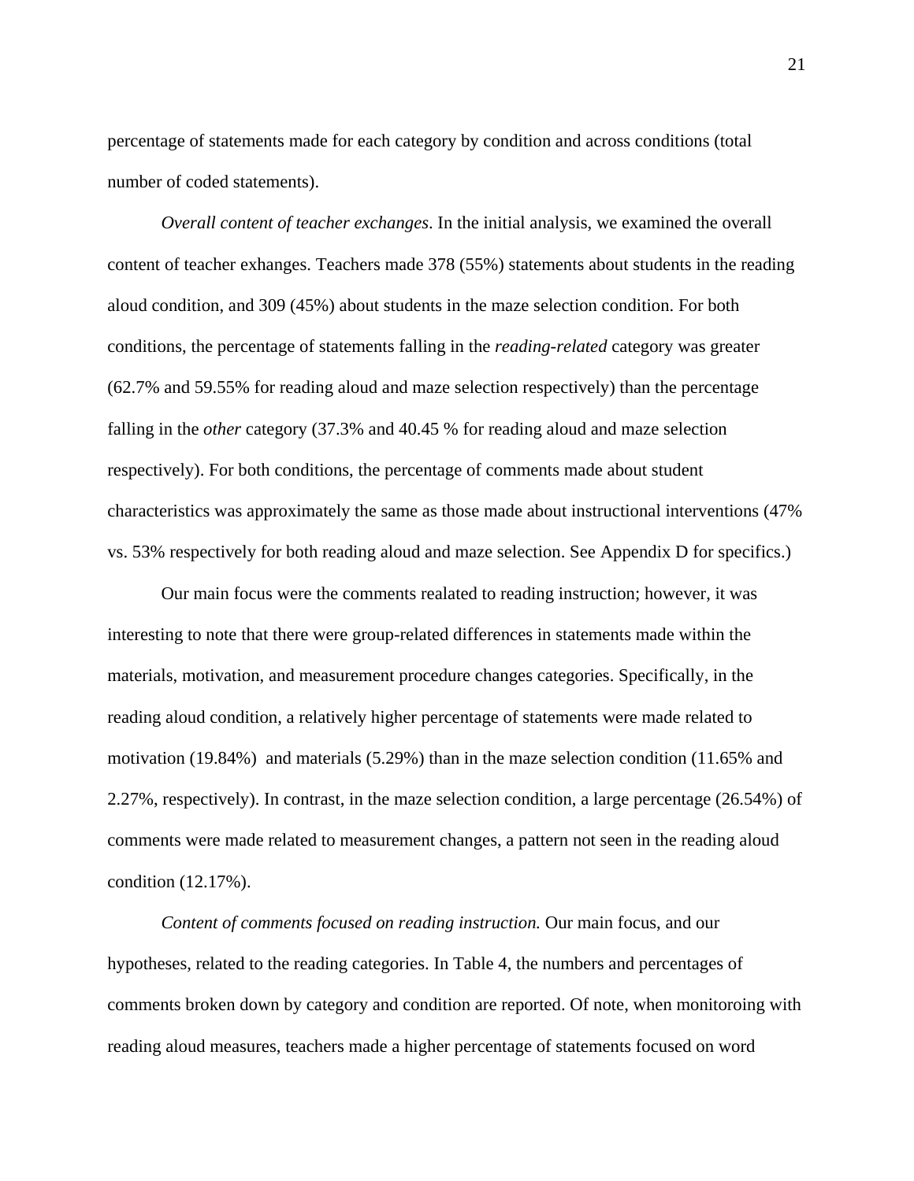percentage of statements made for each category by condition and across conditions (total number of coded statements).

*Overall content of teacher exchanges*. In the initial analysis, we examined the overall content of teacher exhanges. Teachers made 378 (55%) statements about students in the reading aloud condition, and 309 (45%) about students in the maze selection condition. For both conditions, the percentage of statements falling in the *reading-related* category was greater (62.7% and 59.55% for reading aloud and maze selection respectively) than the percentage falling in the *other* category (37.3% and 40.45 % for reading aloud and maze selection respectively). For both conditions, the percentage of comments made about student characteristics was approximately the same as those made about instructional interventions (47% vs. 53% respectively for both reading aloud and maze selection. See Appendix D for specifics.)

Our main focus were the comments realated to reading instruction; however, it was interesting to note that there were group-related differences in statements made within the materials, motivation, and measurement procedure changes categories. Specifically, in the reading aloud condition, a relatively higher percentage of statements were made related to motivation (19.84%) and materials (5.29%) than in the maze selection condition (11.65% and 2.27%, respectively). In contrast, in the maze selection condition, a large percentage (26.54%) of comments were made related to measurement changes, a pattern not seen in the reading aloud condition (12.17%).

*Content of comments focused on reading instruction.* Our main focus, and our hypotheses, related to the reading categories. In Table 4, the numbers and percentages of comments broken down by category and condition are reported. Of note, when monitoroing with reading aloud measures, teachers made a higher percentage of statements focused on word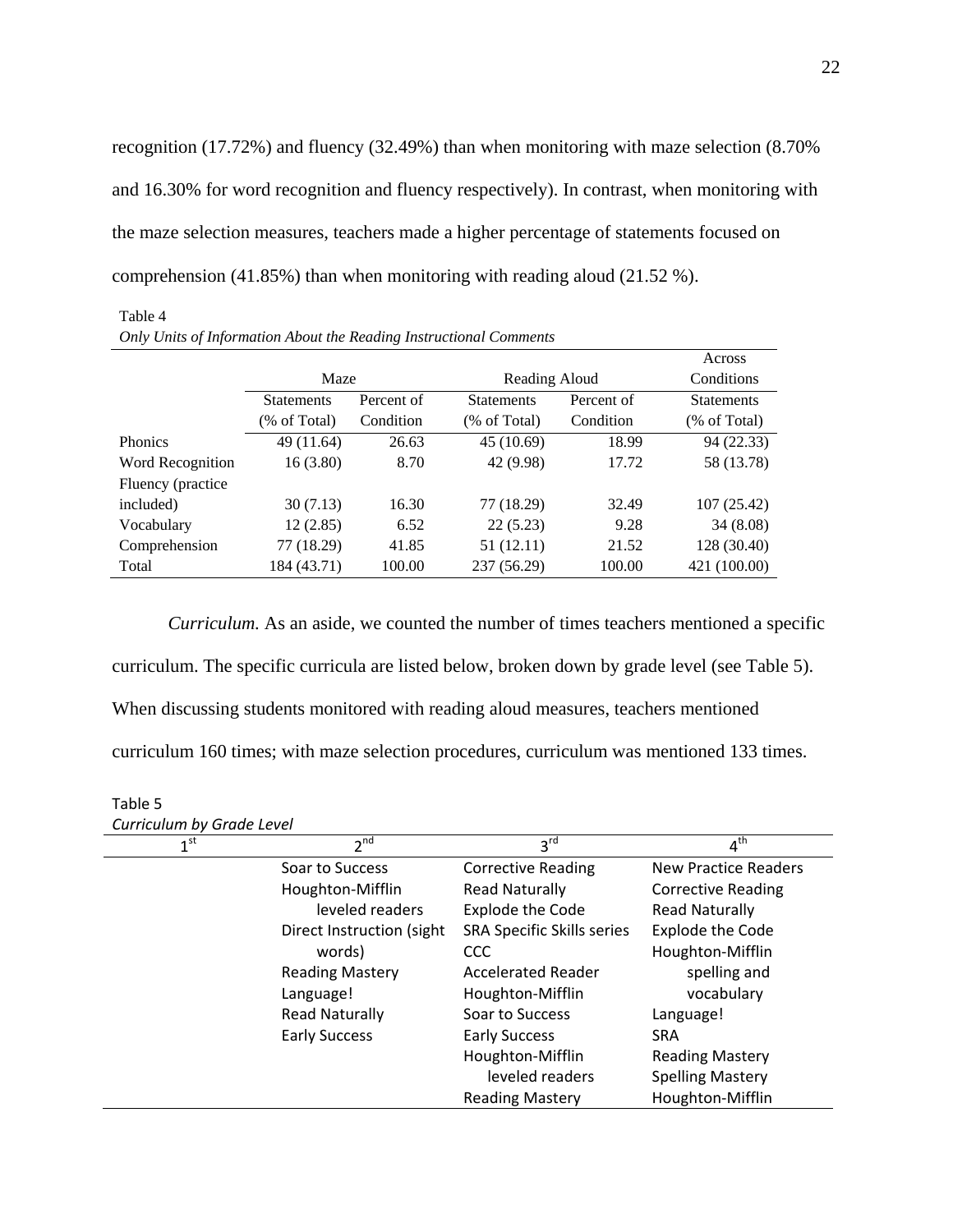recognition (17.72%) and fluency (32.49%) than when monitoring with maze selection (8.70% and 16.30% for word recognition and fluency respectively). In contrast, when monitoring with the maze selection measures, teachers made a higher percentage of statements focused on comprehension (41.85%) than when monitoring with reading aloud (21.52 %).

Table 4

*Only Units of Information About the Reading Instructional Comments*

| | Maze | | Reading Aloud | | Across Conditions |
|---|---|---|---|---|---|
| | Statements (% of Total) | Percent of Condition | Statements (% of Total) | Percent of Condition | Statements (% of Total) |
| Phonics | 49 (11.64) | 26.63 | 45 (10.69) | 18.99 | 94 (22.33) |
| Word Recognition | 16 (3.80) | 8.70 | 42 (9.98) | 17.72 | 58 (13.78) |
| Fluency (practice included) | 30 (7.13) | 16.30 | 77 (18.29) | 32.49 | 107 (25.42) |
| Vocabulary | 12 (2.85) | 6.52 | 22 (5.23) | 9.28 | 34 (8.08) |
| Comprehension | 77 (18.29) | 41.85 | 51 (12.11) | 21.52 | 128 (30.40) |
| Total | 184 (43.71) | 100.00 | 237 (56.29) | 100.00 | 421 (100.00) |

*Curriculum.* As an aside, we counted the number of times teachers mentioned a specific curriculum. The specific curricula are listed below, broken down by grade level (see Table 5). When discussing students monitored with reading aloud measures, teachers mentioned curriculum 160 times; with maze selection procedures, curriculum was mentioned 133 times.

Table 5

*Curriculum by Grade Level*

| 1st | 2nd | 3rd | 4th |
|---|---|---|---|
| | Soar to Success | Corrective Reading | New Practice Readers |
| | Houghton-Mifflin leveled readers | Read Naturally | Corrective Reading |
| | Direct Instruction (sight words) | Explode the Code | Read Naturally |
| | Reading Mastery | SRA Specific Skills series | Explode the Code |
| | Language! | CCC | Houghton-Mifflin spelling and vocabulary |
| | Read Naturally | Accelerated Reader | Language! |
| | Early Success | Houghton-Mifflin | SRA |
| | | Soar to Success | Reading Mastery |
| | | Early Success | Spelling Mastery |
| | | Houghton-Mifflin leveled readers | Houghton-Mifflin |
| | | Reading Mastery | |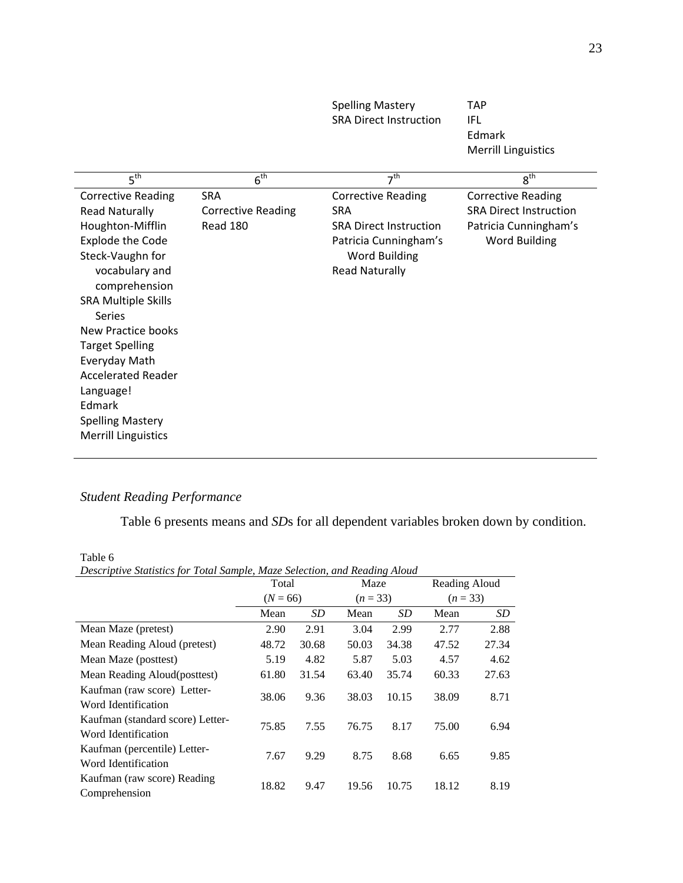| | | Spelling Mastery | TAP |
|---|---|---|---|
| | | SRA Direct Instruction | IFL |
| | | | Edmark |
| | | | Merrill Linguistics |

| 5th | 6th | 7th | 8th |
|---|---|---|---|
| Corrective Reading | SRA | Corrective Reading | Corrective Reading |
| Read Naturally | Corrective Reading | SRA | SRA Direct Instruction |
| Houghton-Mifflin | Read 180 | SRA Direct Instruction | Patricia Cunningham's Word Building |
| Explode the Code | | Patricia Cunningham's Word Building | |
| Steck-Vaughn for vocabulary and comprehension | | Read Naturally | |
| SRA Multiple Skills Series | | | |
| New Practice books | | | |
| Target Spelling | | | |
| Everyday Math | | | |
| Accelerated Reader | | | |
| Language! | | | |
| Edmark | | | |
| Spelling Mastery | | | |
| Merrill Linguistics | | | |

### *Student Reading Performance*

Table 6 presents means and *SD*s for all dependent variables broken down by condition.

Table 6
*Descriptive Statistics for Total Sample, Maze Selection, and Reading Aloud*

| | Total ($N$ = 66) | | Maze ($n$ = 33) | | Reading Aloud ($n$ = 33) | |
|---|---|---|---|---|---|---|
| | Mean | *SD* | Mean | *SD* | Mean | *SD* |
| Mean Maze (pretest) | 2.90 | 2.91 | 3.04 | 2.99 | 2.77 | 2.88 |
| Mean Reading Aloud (pretest) | 48.72 | 30.68 | 50.03 | 34.38 | 47.52 | 27.34 |
| Mean Maze (posttest) | 5.19 | 4.82 | 5.87 | 5.03 | 4.57 | 4.62 |
| Mean Reading Aloud(posttest) | 61.80 | 31.54 | 63.40 | 35.74 | 60.33 | 27.63 |
| Kaufman (raw score) Letter-Word Identification | 38.06 | 9.36 | 38.03 | 10.15 | 38.09 | 8.71 |
| Kaufman (standard score) Letter-Word Identification | 75.85 | 7.55 | 76.75 | 8.17 | 75.00 | 6.94 |
| Kaufman (percentile) Letter-Word Identification | 7.67 | 9.29 | 8.75 | 8.68 | 6.65 | 9.85 |
| Kaufman (raw score) Reading Comprehension | 18.82 | 9.47 | 19.56 | 10.75 | 18.12 | 8.19 |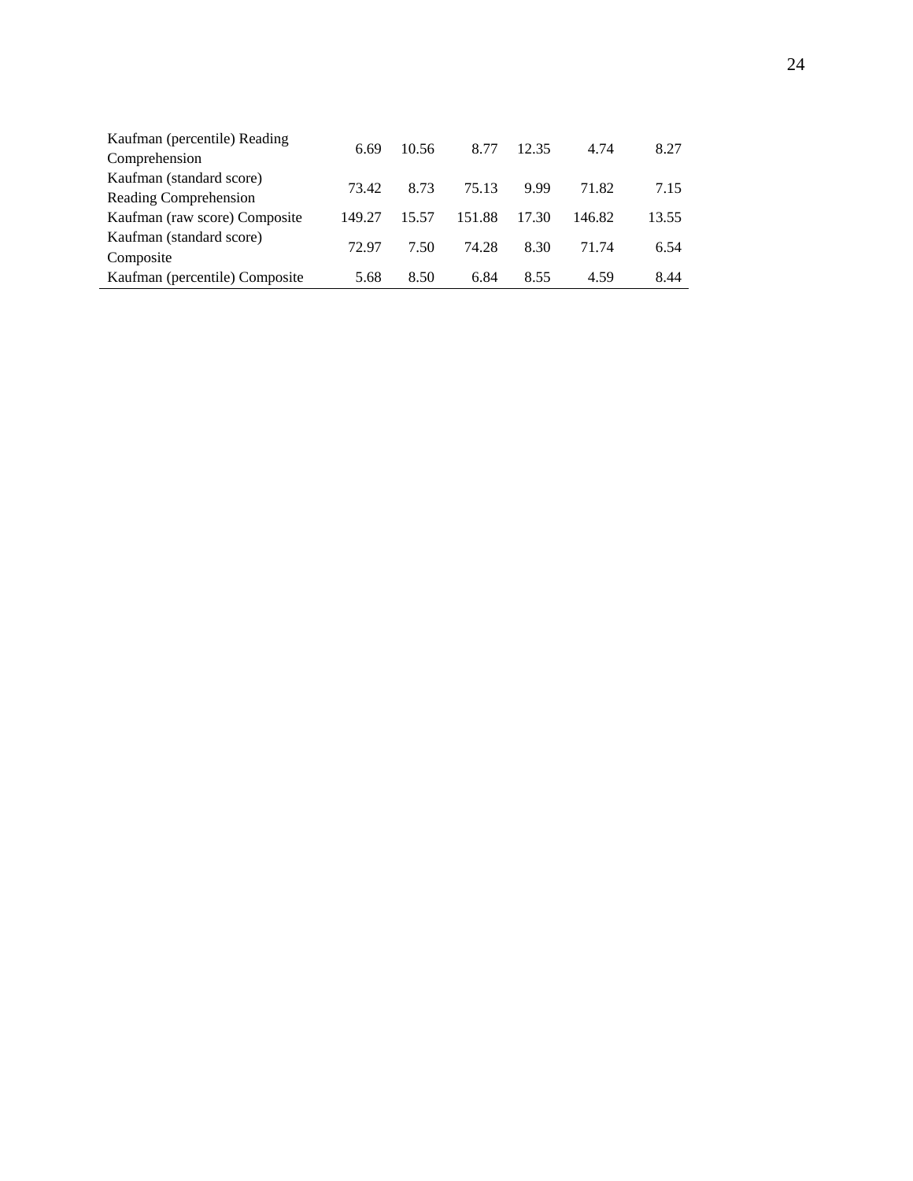| | | | | | | |
|---|---|---|---|---|---|---|
| Kaufman (percentile) Reading Comprehension | 6.69 | 10.56 | 8.77 | 12.35 | 4.74 | 8.27 |
| Kaufman (standard score) Reading Comprehension | 73.42 | 8.73 | 75.13 | 9.99 | 71.82 | 7.15 |
| Kaufman (raw score) Composite | 149.27 | 15.57 | 151.88 | 17.30 | 146.82 | 13.55 |
| Kaufman (standard score) Composite | 72.97 | 7.50 | 74.28 | 8.30 | 71.74 | 6.54 |
| Kaufman (percentile) Composite | 5.68 | 8.50 | 6.84 | 8.55 | 4.59 | 8.44 |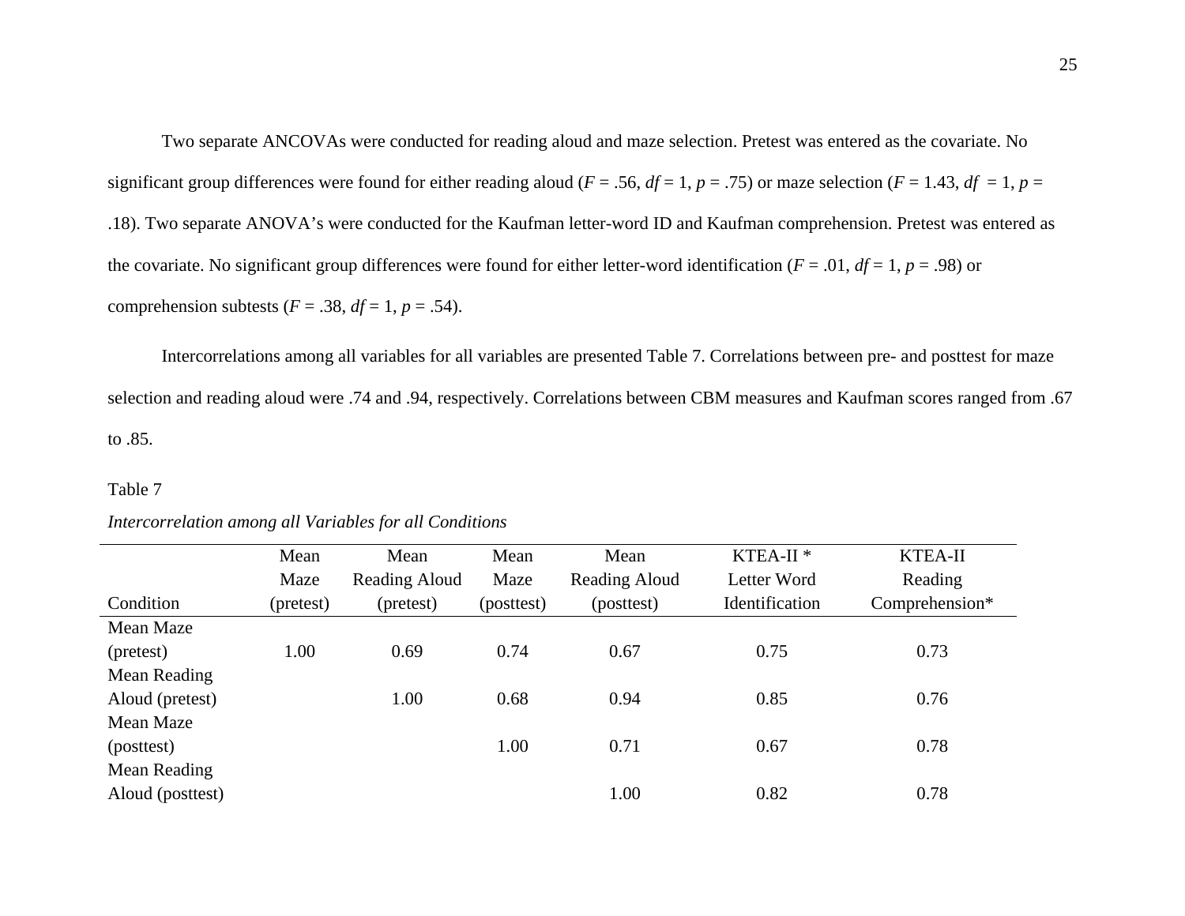Two separate ANCOVAs were conducted for reading aloud and maze selection. Pretest was entered as the covariate. No significant group differences were found for either reading aloud ($F$ = .56, $df$ = 1, $p$ = .75) or maze selection ($F$ = 1.43, $df$ = 1, $p$ = .18). Two separate ANOVA's were conducted for the Kaufman letter-word ID and Kaufman comprehension. Pretest was entered as the covariate. No significant group differences were found for either letter-word identification ($F$ = .01, $df$ = 1, $p$ = .98) or comprehension subtests ($F$ = .38, $df$ = 1, $p$ = .54).

Intercorrelations among all variables for all variables are presented Table 7. Correlations between pre- and posttest for maze selection and reading aloud were .74 and .94, respectively. Correlations between CBM measures and Kaufman scores ranged from .67 to .85.

Table 7

*Intercorrelation among all Variables for all Conditions*

| Condition | Mean Maze (pretest) | Mean Reading Aloud (pretest) | Mean Maze (posttest) | Mean Reading Aloud (posttest) | KTEA-II * Letter Word Identification | KTEA-II Reading Comprehension* |
|---|---|---|---|---|---|---|
| Mean Maze (pretest) | 1.00 | 0.69 | 0.74 | 0.67 | 0.75 | 0.73 |
| Mean Reading Aloud (pretest) | | 1.00 | 0.68 | 0.94 | 0.85 | 0.76 |
| Mean Maze (posttest) | | | 1.00 | 0.71 | 0.67 | 0.78 |
| Mean Reading Aloud (posttest) | | | | 1.00 | 0.82 | 0.78 |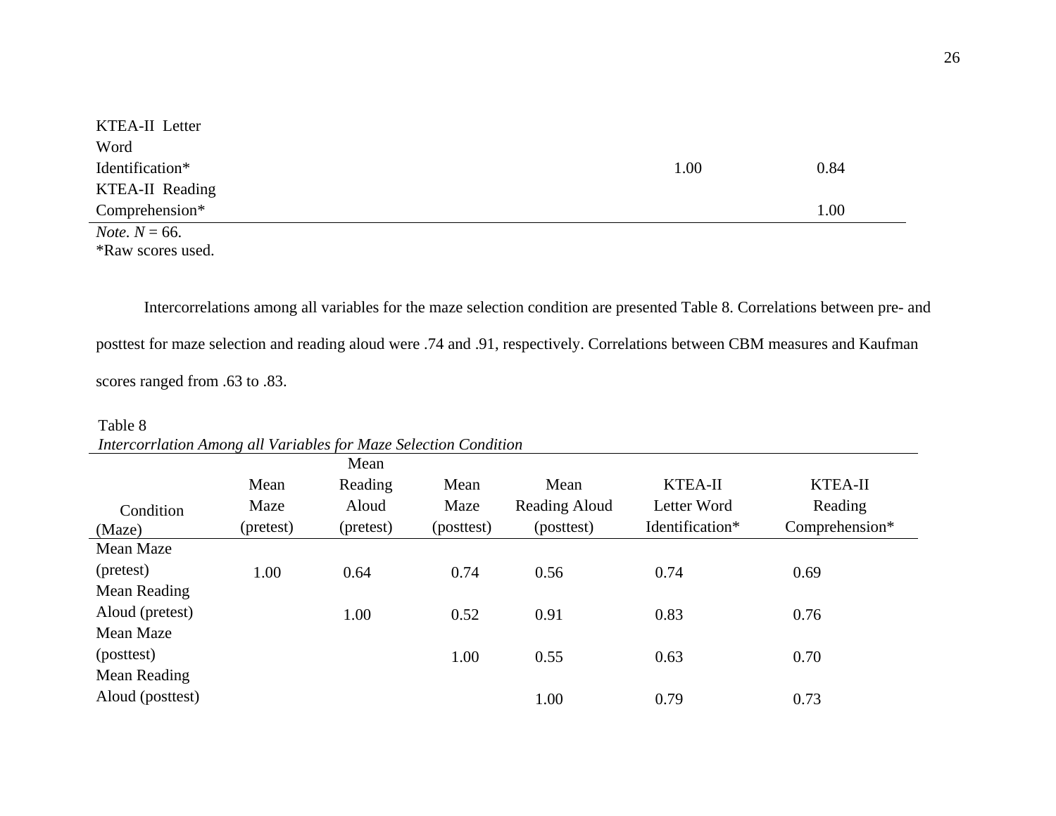| | | | | | | |
|---|---|---|---|---|---|---|
| KTEA-II Letter Word Identification* | | | | | 1.00 | 0.84 |
| KTEA-II Reading Comprehension* | | | | | | 1.00 |

*Note.* $N$ = 66.
*Raw scores used.

Intercorrelations among all variables for the maze selection condition are presented Table 8. Correlations between pre- and posttest for maze selection and reading aloud were .74 and .91, respectively. Correlations between CBM measures and Kaufman scores ranged from .63 to .83.

Table 8
*Intercorrlation Among all Variables for Maze Selection Condition*

| Condition (Maze) | Mean Maze (pretest) | Mean Reading Aloud (pretest) | Mean Maze (posttest) | Mean Reading Aloud (posttest) | KTEA-II Letter Word Identification* | KTEA-II Reading Comprehension* |
|---|---|---|---|---|---|---|
| Mean Maze (pretest) | 1.00 | 0.64 | 0.74 | 0.56 | 0.74 | 0.69 |
| Mean Reading Aloud (pretest) | | 1.00 | 0.52 | 0.91 | 0.83 | 0.76 |
| Mean Maze (posttest) | | | 1.00 | 0.55 | 0.63 | 0.70 |
| Mean Reading Aloud (posttest) | | | | 1.00 | 0.79 | 0.73 |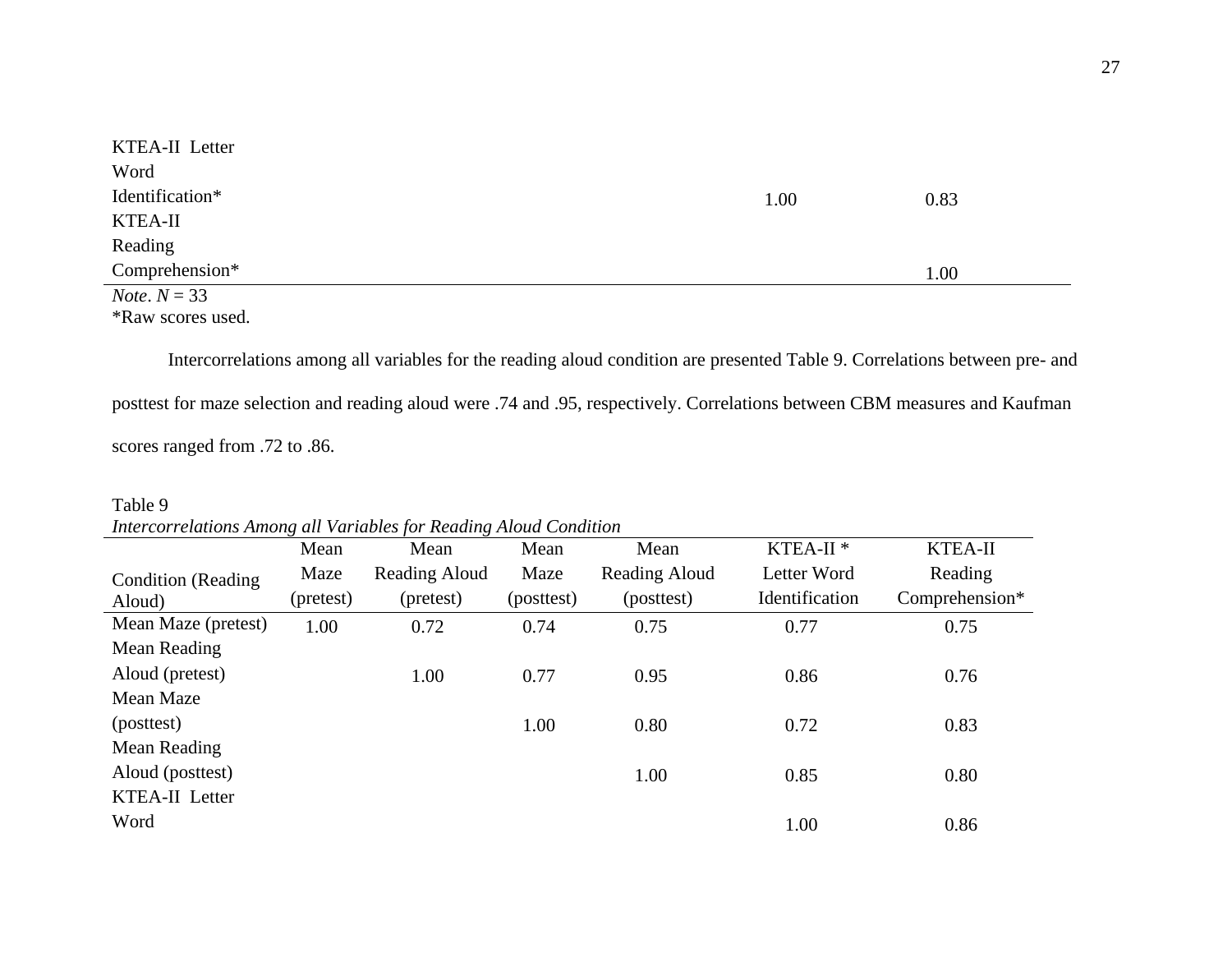| | | | | | | |
|---|---|---|---|---|---|---|
| KTEA-II Letter Word Identification* | | | | | 1.00 | 0.83 |
| KTEA-II Reading Comprehension* | | | | | | 1.00 |

*Note*. *N* = 33
*Raw scores used.

Intercorrelations among all variables for the reading aloud condition are presented Table 9. Correlations between pre- and posttest for maze selection and reading aloud were .74 and .95, respectively. Correlations between CBM measures and Kaufman scores ranged from .72 to .86.

Table 9
*Intercorrelations Among all Variables for Reading Aloud Condition*

| Condition (Reading Aloud) | Mean Maze (pretest) | Mean Reading Aloud (pretest) | Mean Maze (posttest) | Mean Reading Aloud (posttest) | KTEA-II * Letter Word Identification | KTEA-II Reading Comprehension* |
|---|---|---|---|---|---|---|
| Mean Maze (pretest) | 1.00 | 0.72 | 0.74 | 0.75 | 0.77 | 0.75 |
| Mean Reading Aloud (pretest) | | 1.00 | 0.77 | 0.95 | 0.86 | 0.76 |
| Mean Maze (posttest) | | | 1.00 | 0.80 | 0.72 | 0.83 |
| Mean Reading Aloud (posttest) | | | | 1.00 | 0.85 | 0.80 |
| KTEA-II Letter Word | | | | | 1.00 | 0.86 |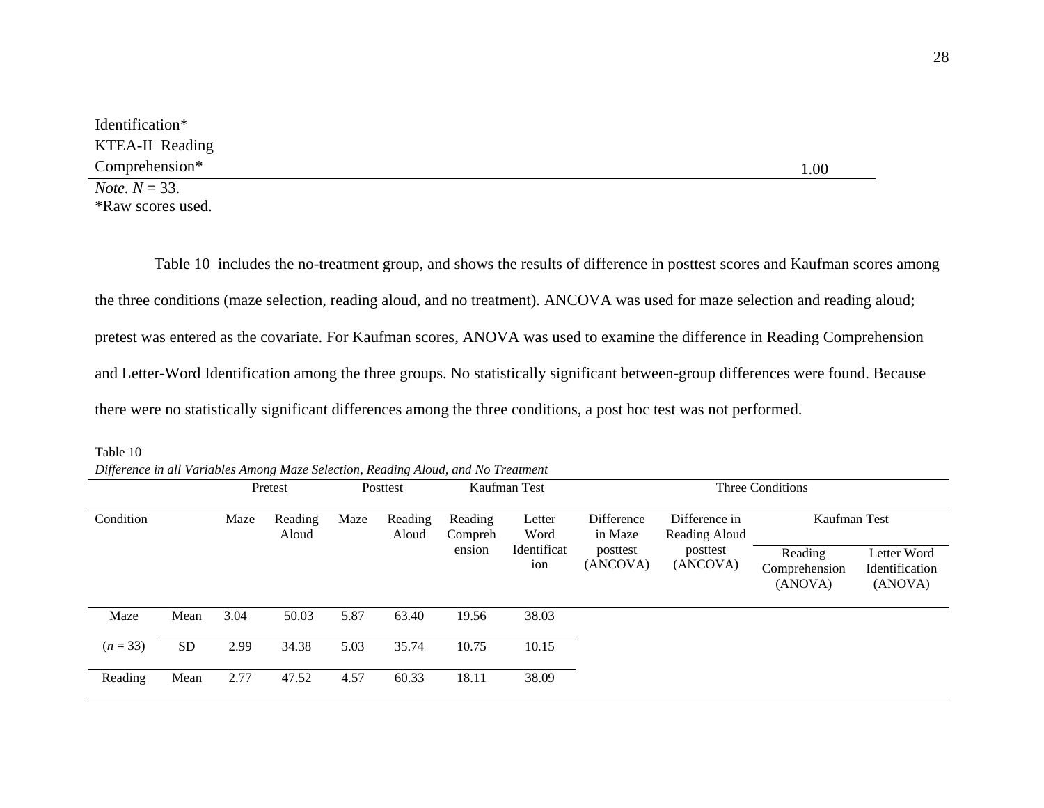| | |
|---|---|
| Identification* | |
| KTEA-II Reading Comprehension* | 1.00 |

*Note*. $N$ = 33.
*Raw scores used.

Table 10 includes the no-treatment group, and shows the results of difference in posttest scores and Kaufman scores among the three conditions (maze selection, reading aloud, and no treatment). ANCOVA was used for maze selection and reading aloud; pretest was entered as the covariate. For Kaufman scores, ANOVA was used to examine the difference in Reading Comprehension and Letter-Word Identification among the three groups. No statistically significant between-group differences were found. Because there were no statistically significant differences among the three conditions, a post hoc test was not performed.

Table 10
*Difference in all Variables Among Maze Selection, Reading Aloud, and No Treatment*

| | | Pretest | | Posttest | | Kaufman Test | | Three Conditions | | | |
|---|---|---|---|---|---|---|---|---|---|---|---|
| Condition | | Maze | Reading Aloud | Maze | Reading Aloud | Reading Comprehension | Letter Word Identification | Difference in Maze posttest (ANCOVA) | Difference in Reading Aloud posttest (ANCOVA) | Kaufman Test | |
| | | | | | | | | | | Reading Comprehension (ANOVA) | Letter Word Identification (ANOVA) |
| Maze | Mean | 3.04 | 50.03 | 5.87 | 63.40 | 19.56 | 38.03 | | | | |
| ($n$ = 33) | SD | 2.99 | 34.38 | 5.03 | 35.74 | 10.75 | 10.15 | | | | |
| Reading | Mean | 2.77 | 47.52 | 4.57 | 60.33 | 18.11 | 38.09 | | | | |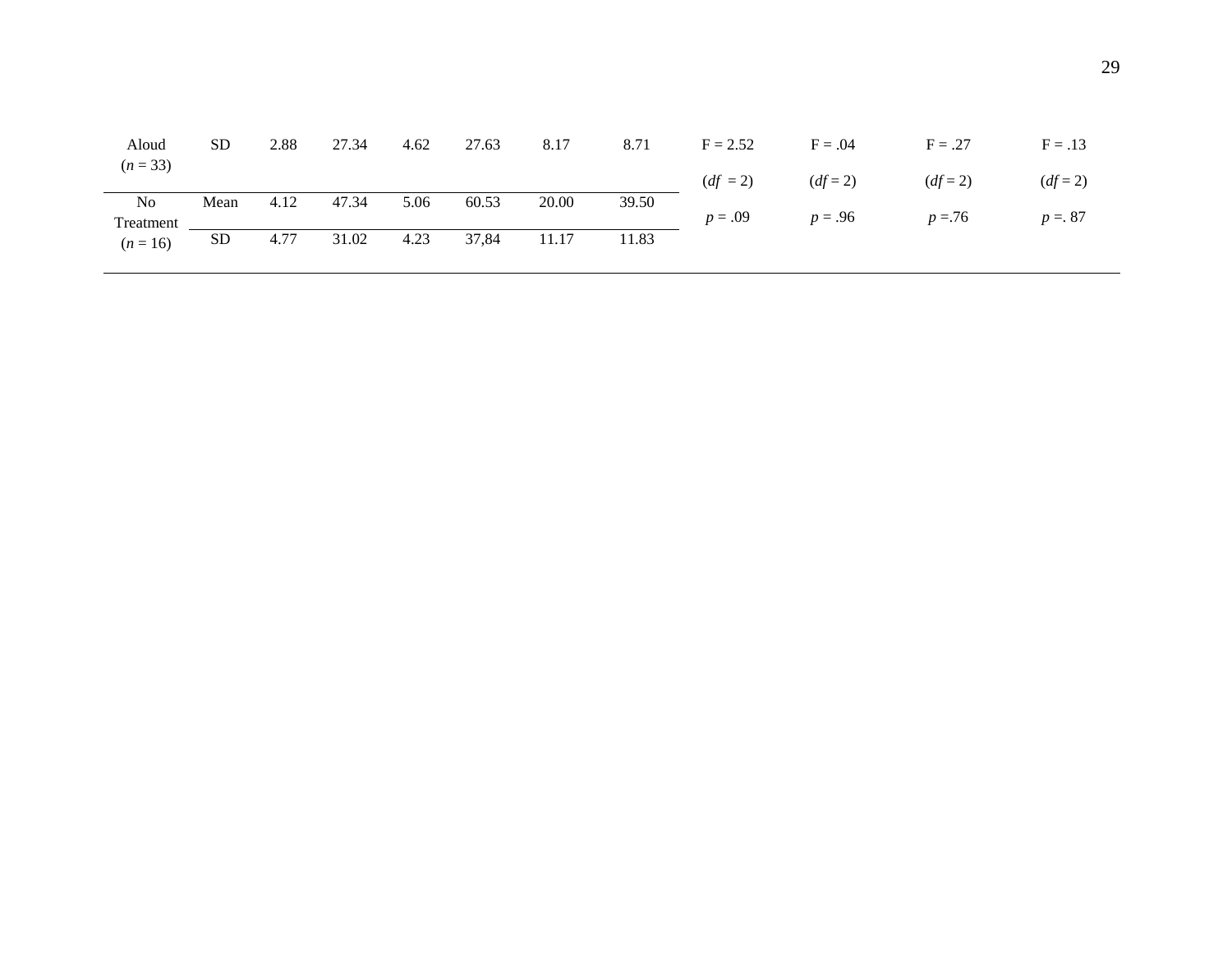| Aloud (*n* = 33) | SD | 2.88 | 27.34 | 4.62 | 27.63 | 8.17 | 8.71 | F = 2.52 (*df* = 2) *p* = .09 | F = .04 (*df* = 2) *p* = .96 | F = .27 (*df* = 2) *p* =.76 | F = .13 (*df* = 2) *p* =. 87 |
|---|---|---|---|---|---|---|---|---|---|---|---|
| No Treatment (*n* = 16) | Mean | 4.12 | 47.34 | 5.06 | 60.53 | 20.00 | 39.50 | | | | |
| | SD | 4.77 | 31.02 | 4.23 | 37,84 | 11.17 | 11.83 | | | | |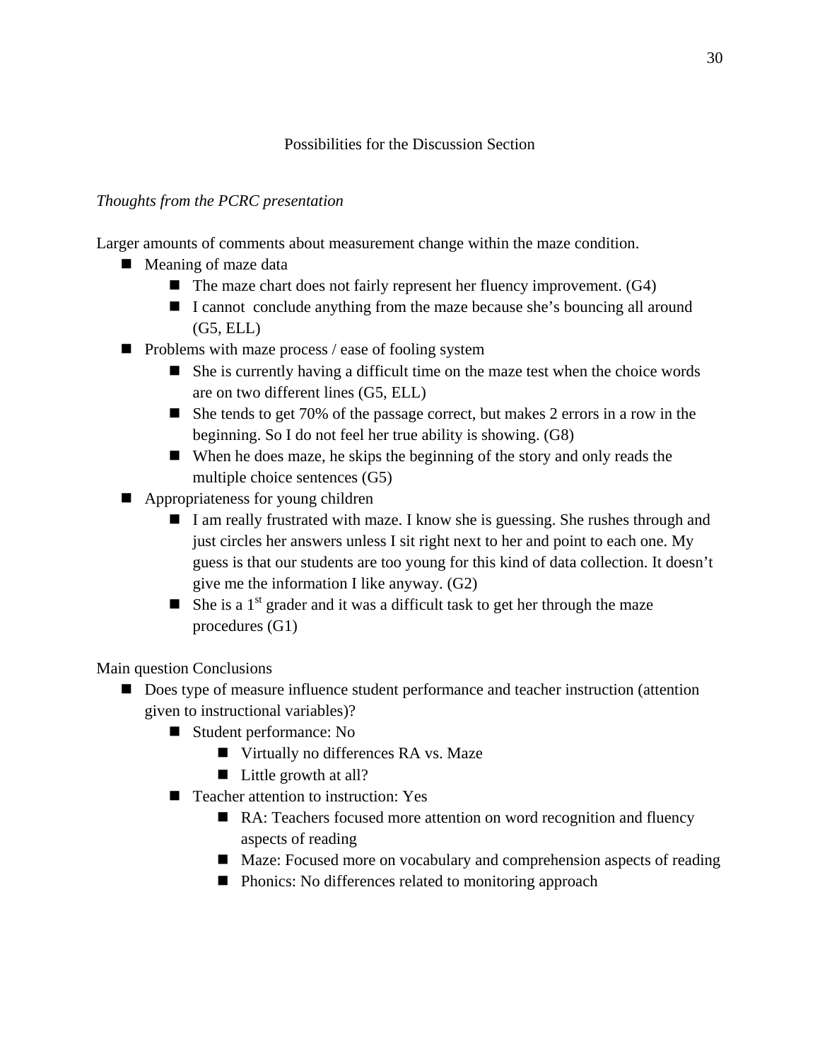## Possibilities for the Discussion Section

*Thoughts from the PCRC presentation*

Larger amounts of comments about measurement change within the maze condition.

- Meaning of maze data
  - The maze chart does not fairly represent her fluency improvement. (G4)
  - I cannot  conclude anything from the maze because she's bouncing all around (G5, ELL)
- Problems with maze process / ease of fooling system
  - She is currently having a difficult time on the maze test when the choice words are on two different lines (G5, ELL)
  - She tends to get 70% of the passage correct, but makes 2 errors in a row in the beginning. So I do not feel her true ability is showing. (G8)
  - When he does maze, he skips the beginning of the story and only reads the multiple choice sentences (G5)
- Appropriateness for young children
  - I am really frustrated with maze. I know she is guessing. She rushes through and just circles her answers unless I sit right next to her and point to each one. My guess is that our students are too young for this kind of data collection. It doesn't give me the information I like anyway. (G2)
  - She is a 1st grader and it was a difficult task to get her through the maze procedures (G1)

Main question Conclusions

- Does type of measure influence student performance and teacher instruction (attention given to instructional variables)?
  - Student performance: No
    - Virtually no differences RA vs. Maze
    - Little growth at all?
  - Teacher attention to instruction: Yes
    - RA: Teachers focused more attention on word recognition and fluency aspects of reading
    - Maze: Focused more on vocabulary and comprehension aspects of reading
    - Phonics: No differences related to monitoring approach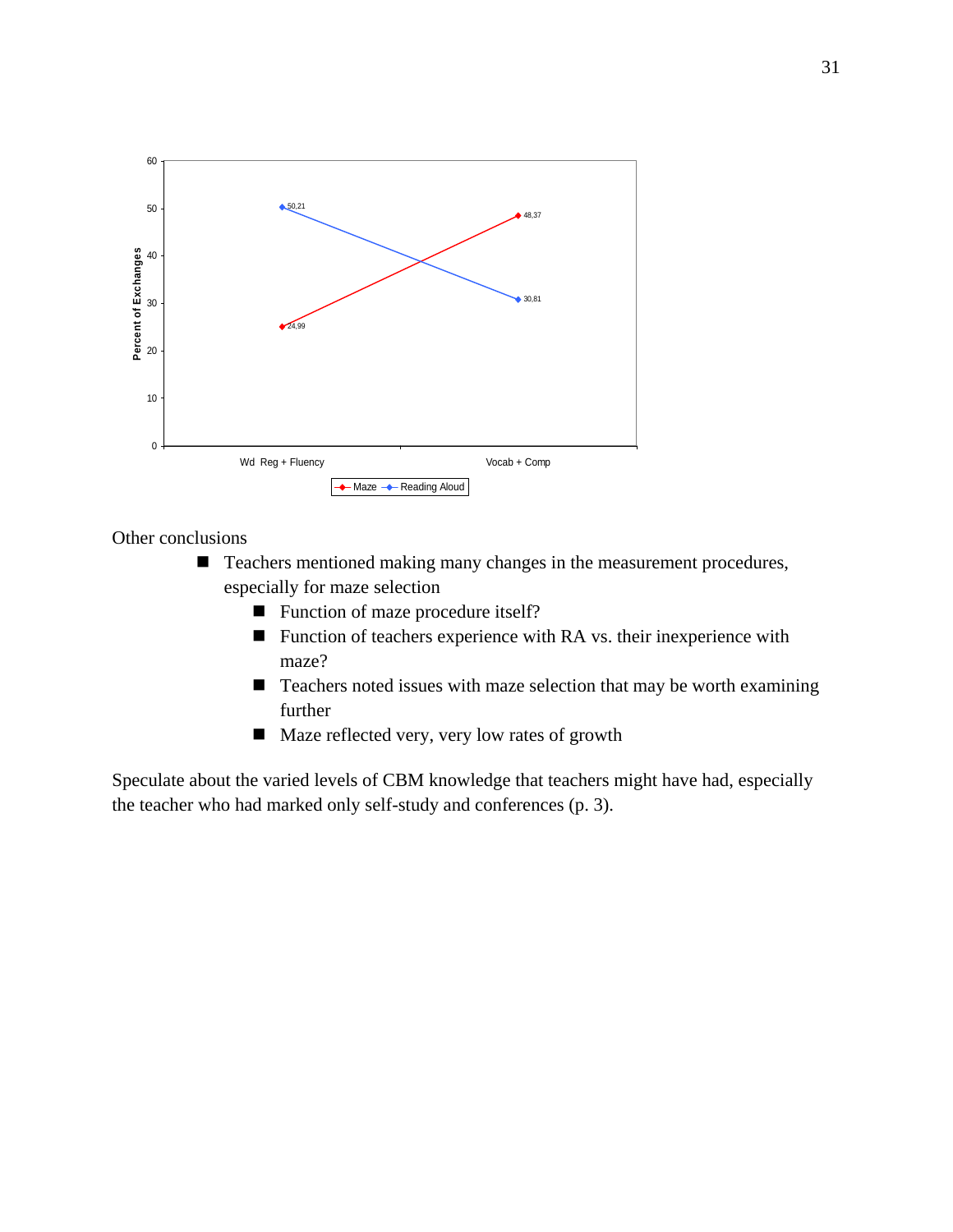Other conclusions

- Teachers mentioned making many changes in the measurement procedures, especially for maze selection
    - Function of maze procedure itself?
    - Function of teachers experience with RA vs. their inexperience with maze?
    - Teachers noted issues with maze selection that may be worth examining further
    - Maze reflected very, very low rates of growth

Speculate about the varied levels of CBM knowledge that teachers might have had, especially the teacher who had marked only self-study and conferences (p. 3).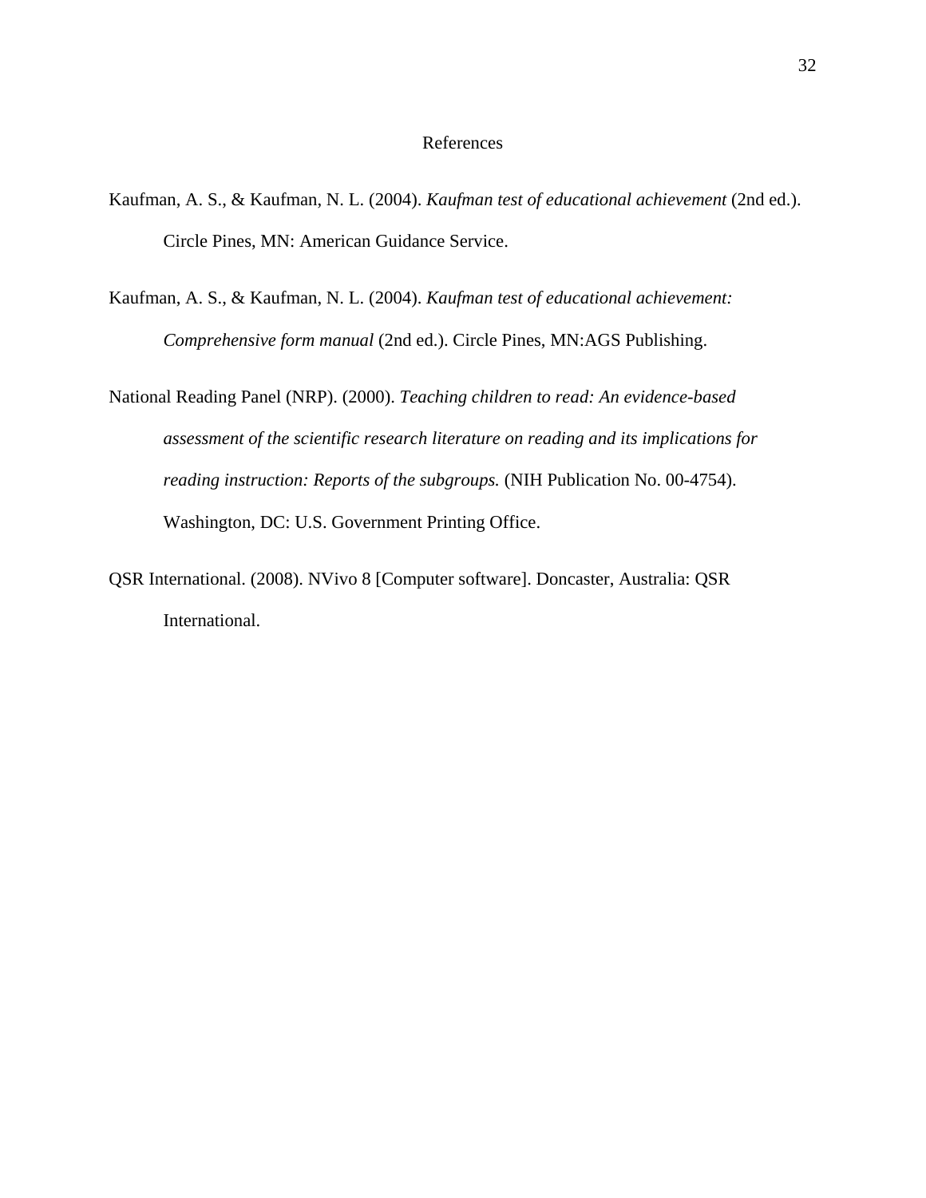# References

Kaufman, A. S., & Kaufman, N. L. (2004). *Kaufman test of educational achievement* (2nd ed.). Circle Pines, MN: American Guidance Service.

Kaufman, A. S., & Kaufman, N. L. (2004). *Kaufman test of educational achievement: Comprehensive form manual* (2nd ed.). Circle Pines, MN:AGS Publishing.

National Reading Panel (NRP). (2000). *Teaching children to read: An evidence-based assessment of the scientific research literature on reading and its implications for reading instruction: Reports of the subgroups.* (NIH Publication No. 00-4754). Washington, DC: U.S. Government Printing Office.

QSR International. (2008). NVivo 8 [Computer software]. Doncaster, Australia: QSR International.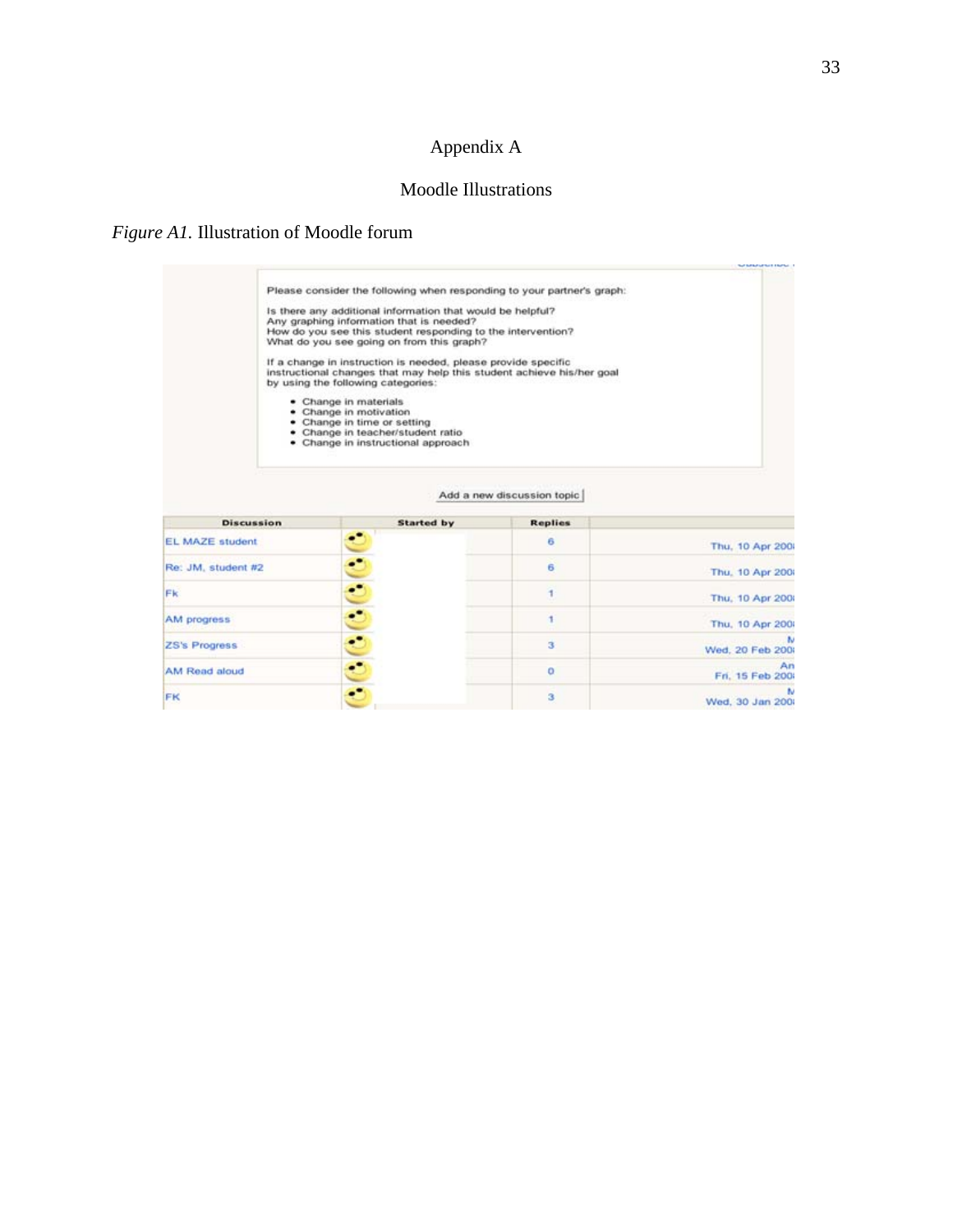# Appendix A

## Moodle Illustrations

*Figure A1.* Illustration of Moodle forum

Please consider the following when responding to your partner's graph:

Is there any additional information that would be helpful?
Any graphing information that is needed?
How do you see this student responding to the intervention?
What do you see going on from this graph?

If a change in instruction is needed, please provide specific instructional changes that may help this student achieve his/her goal by using the following categories:

- Change in materials
- Change in motivation
- Change in time or setting
- Change in teacher/student ratio
- Change in instructional approach

Add a new discussion topic

| Discussion | Started by | Replies | |
|---|---|---|---|
| EL MAZE student | | 6 | Thu, 10 Apr 200 |
| Re: JM, student #2 | | 6 | Thu, 10 Apr 200 |
| Fk | | 1 | Thu, 10 Apr 200 |
| AM progress | | 1 | Thu, 10 Apr 200 |
| ZS's Progress | | 3 | Wed, 20 Feb 200 |
| AM Read aloud | | 0 | Fri, 15 Feb 200 |
| FK | | 3 | Wed, 30 Jan 200 |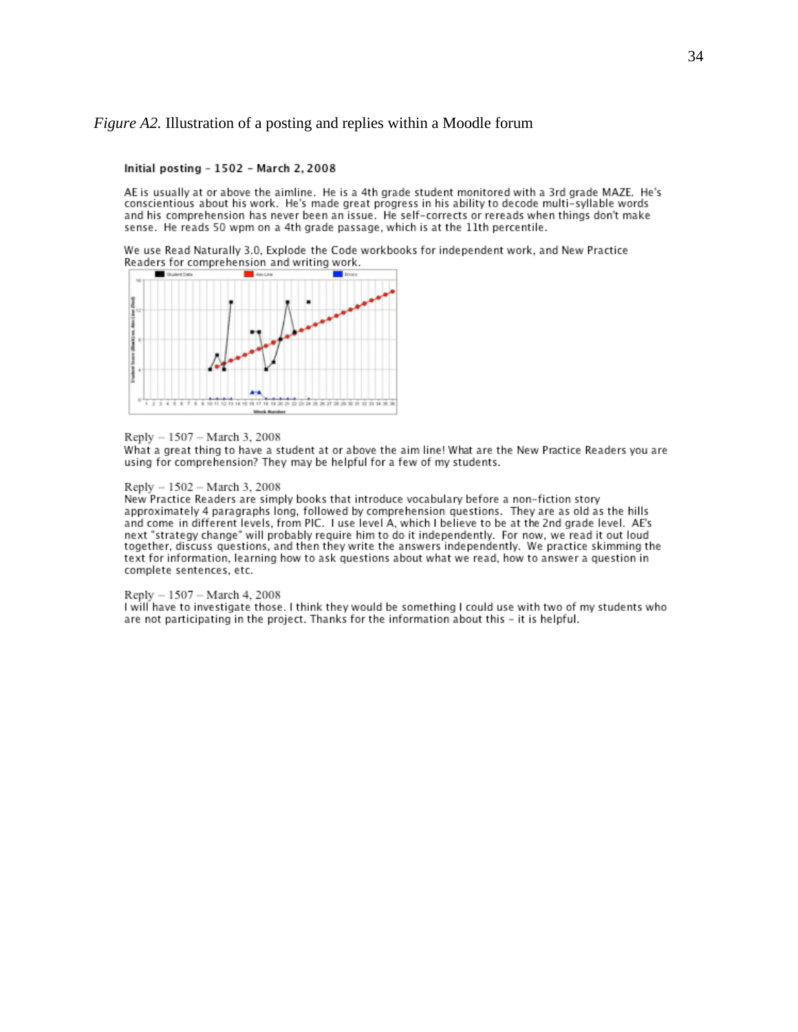*Figure A2.* Illustration of a posting and replies within a Moodle forum

**Initial posting – 1502 – March 2, 2008**

AE is usually at or above the aimline. He is a 4th grade student monitored with a 3rd grade MAZE. He's conscientious about his work. He's made great progress in his ability to decode multi-syllable words and his comprehension has never been an issue. He self-corrects or rereads when things don't make sense. He reads 50 wpm on a 4th grade passage, which is at the 11th percentile.

We use Read Naturally 3.0, Explode the Code workbooks for independent work, and New Practice Readers for comprehension and writing work.

Reply – 1507 – March 3, 2008
What a great thing to have a student at or above the aim line! What are the New Practice Readers you are using for comprehension? They may be helpful for a few of my students.

Reply – 1502 – March 3, 2008
New Practice Readers are simply books that introduce vocabulary before a non-fiction story approximately 4 paragraphs long, followed by comprehension questions. They are as old as the hills and come in different levels, from PIC. I use level A, which I believe to be at the 2nd grade level. AE's next "strategy change" will probably require him to do it independently. For now, we read it out loud together, discuss questions, and then they write the answers independently. We practice skimming the text for information, learning how to ask questions about what we read, how to answer a question in complete sentences, etc.

Reply – 1507 – March 4, 2008
I will have to investigate those. I think they would be something I could use with two of my students who are not participating in the project. Thanks for the information about this – it is helpful.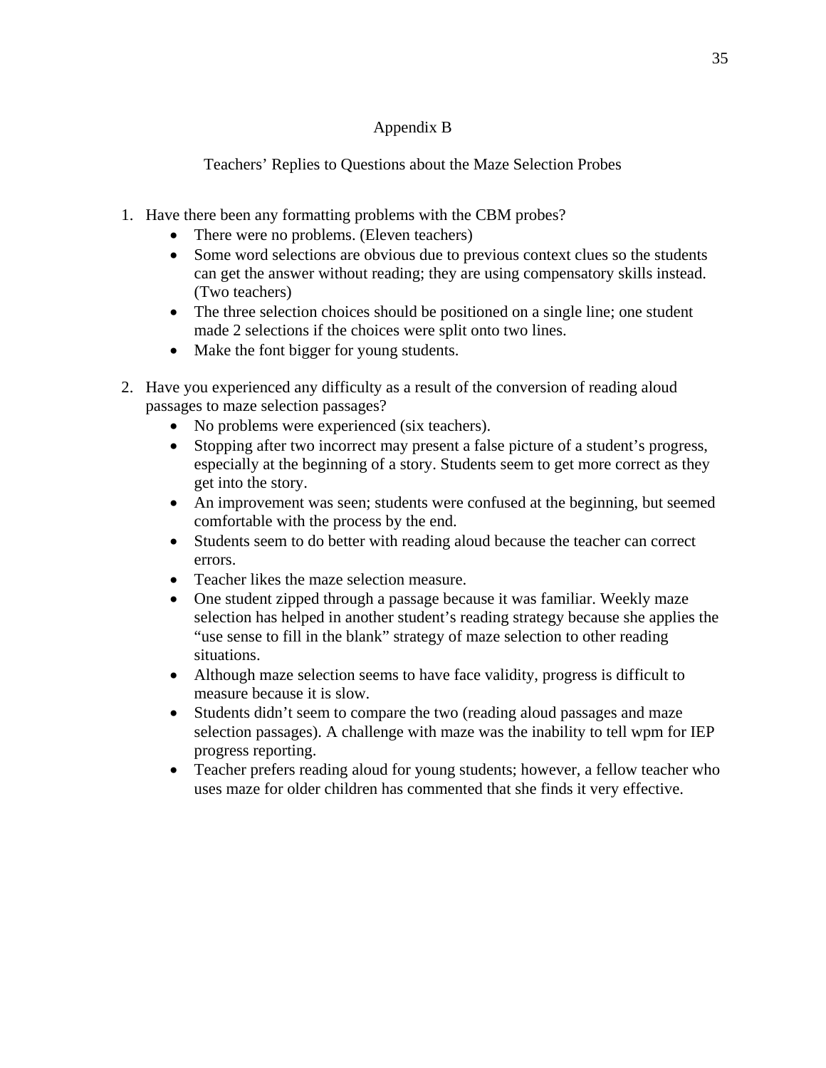# Appendix B

## Teachers' Replies to Questions about the Maze Selection Probes

1. Have there been any formatting problems with the CBM probes?
   - There were no problems. (Eleven teachers)
   - Some word selections are obvious due to previous context clues so the students can get the answer without reading; they are using compensatory skills instead. (Two teachers)
   - The three selection choices should be positioned on a single line; one student made 2 selections if the choices were split onto two lines.
   - Make the font bigger for young students.

2. Have you experienced any difficulty as a result of the conversion of reading aloud passages to maze selection passages?
   - No problems were experienced (six teachers).
   - Stopping after two incorrect may present a false picture of a student's progress, especially at the beginning of a story. Students seem to get more correct as they get into the story.
   - An improvement was seen; students were confused at the beginning, but seemed comfortable with the process by the end.
   - Students seem to do better with reading aloud because the teacher can correct errors.
   - Teacher likes the maze selection measure.
   - One student zipped through a passage because it was familiar. Weekly maze selection has helped in another student's reading strategy because she applies the "use sense to fill in the blank" strategy of maze selection to other reading situations.
   - Although maze selection seems to have face validity, progress is difficult to measure because it is slow.
   - Students didn't seem to compare the two (reading aloud passages and maze selection passages). A challenge with maze was the inability to tell wpm for IEP progress reporting.
   - Teacher prefers reading aloud for young students; however, a fellow teacher who uses maze for older children has commented that she finds it very effective.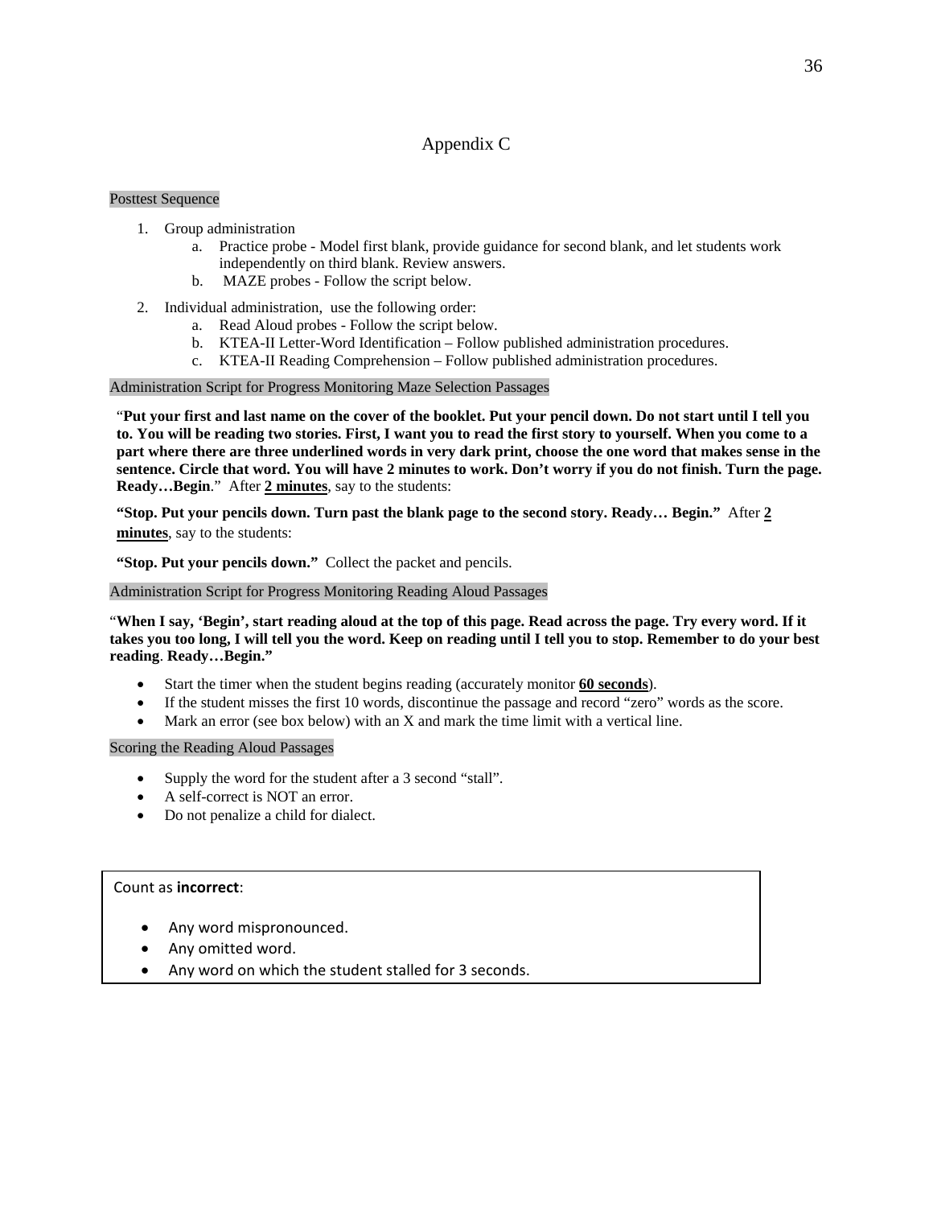# Appendix C

## Posttest Sequence

1. Group administration
   a. Practice probe - Model first blank, provide guidance for second blank, and let students work independently on third blank. Review answers.
   b. MAZE probes - Follow the script below.
2. Individual administration, use the following order:
   a. Read Aloud probes - Follow the script below.
   b. KTEA-II Letter-Word Identification – Follow published administration procedures.
   c. KTEA-II Reading Comprehension – Follow published administration procedures.

## Administration Script for Progress Monitoring Maze Selection Passages

"**Put your first and last name on the cover of the booklet. Put your pencil down. Do not start until I tell you to. You will be reading two stories. First, I want you to read the first story to yourself. When you come to a part where there are three underlined words in very dark print, choose the one word that makes sense in the sentence. Circle that word. You will have 2 minutes to work. Don't worry if you do not finish. Turn the page. Ready…Begin**." After **2 minutes**, say to the students:

**"Stop. Put your pencils down. Turn past the blank page to the second story. Ready… Begin."** After **2 minutes**, say to the students:

**"Stop. Put your pencils down."** Collect the packet and pencils.

## Administration Script for Progress Monitoring Reading Aloud Passages

"**When I say, 'Begin', start reading aloud at the top of this page. Read across the page. Try every word. If it takes you too long, I will tell you the word. Keep on reading until I tell you to stop. Remember to do your best reading**. **Ready…Begin."**

- Start the timer when the student begins reading (accurately monitor **60 seconds**).
- If the student misses the first 10 words, discontinue the passage and record "zero" words as the score.
- Mark an error (see box below) with an X and mark the time limit with a vertical line.

## Scoring the Reading Aloud Passages

- Supply the word for the student after a 3 second "stall".
- A self-correct is NOT an error.
- Do not penalize a child for dialect.

Count as **incorrect**:

- Any word mispronounced.
- Any omitted word.
- Any word on which the student stalled for 3 seconds.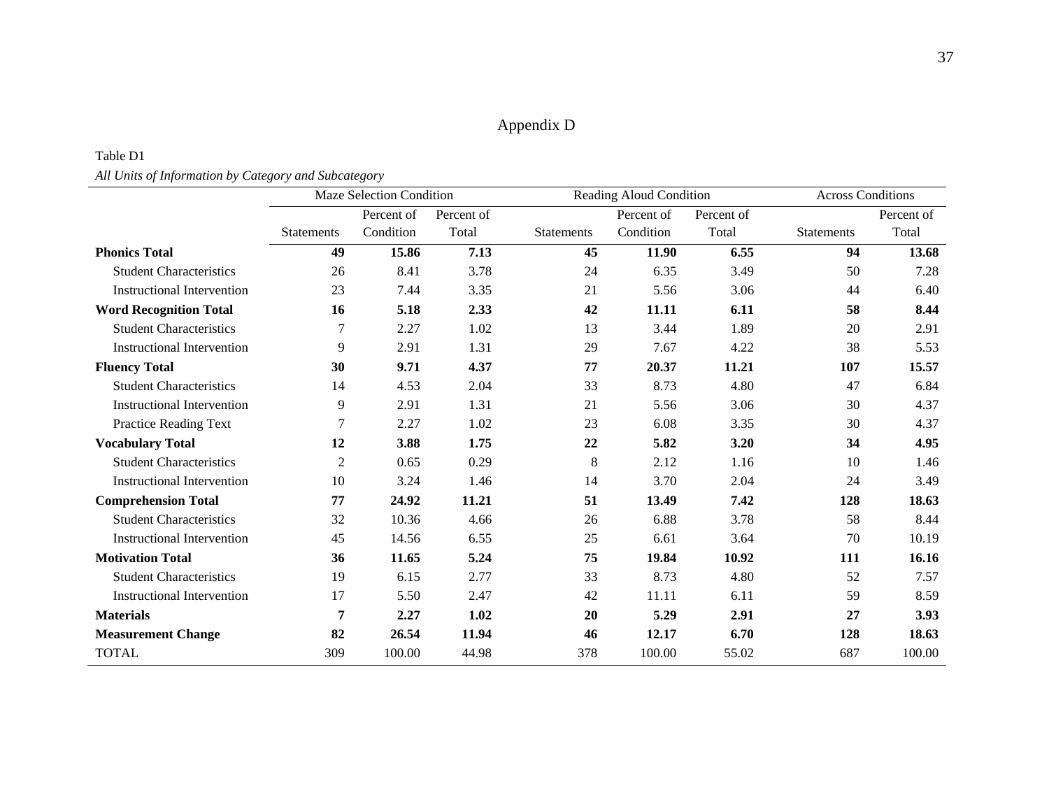# Appendix D

Table D1

*All Units of Information by Category and Subcategory*

| | Maze Selection Condition | | | Reading Aloud Condition | | | Across Conditions | |
|---|---|---|---|---|---|---|---|---|
| | Statements | Percent of Condition | Percent of Total | Statements | Percent of Condition | Percent of Total | Statements | Percent of Total |
| **Phonics Total** | **49** | **15.86** | **7.13** | **45** | **11.90** | **6.55** | **94** | **13.68** |
| Student Characteristics | 26 | 8.41 | 3.78 | 24 | 6.35 | 3.49 | 50 | 7.28 |
| Instructional Intervention | 23 | 7.44 | 3.35 | 21 | 5.56 | 3.06 | 44 | 6.40 |
| **Word Recognition Total** | **16** | **5.18** | **2.33** | **42** | **11.11** | **6.11** | **58** | **8.44** |
| Student Characteristics | 7 | 2.27 | 1.02 | 13 | 3.44 | 1.89 | 20 | 2.91 |
| Instructional Intervention | 9 | 2.91 | 1.31 | 29 | 7.67 | 4.22 | 38 | 5.53 |
| **Fluency Total** | **30** | **9.71** | **4.37** | **77** | **20.37** | **11.21** | **107** | **15.57** |
| Student Characteristics | 14 | 4.53 | 2.04 | 33 | 8.73 | 4.80 | 47 | 6.84 |
| Instructional Intervention | 9 | 2.91 | 1.31 | 21 | 5.56 | 3.06 | 30 | 4.37 |
| Practice Reading Text | 7 | 2.27 | 1.02 | 23 | 6.08 | 3.35 | 30 | 4.37 |
| **Vocabulary Total** | **12** | **3.88** | **1.75** | **22** | **5.82** | **3.20** | **34** | **4.95** |
| Student Characteristics | 2 | 0.65 | 0.29 | 8 | 2.12 | 1.16 | 10 | 1.46 |
| Instructional Intervention | 10 | 3.24 | 1.46 | 14 | 3.70 | 2.04 | 24 | 3.49 |
| **Comprehension Total** | **77** | **24.92** | **11.21** | **51** | **13.49** | **7.42** | **128** | **18.63** |
| Student Characteristics | 32 | 10.36 | 4.66 | 26 | 6.88 | 3.78 | 58 | 8.44 |
| Instructional Intervention | 45 | 14.56 | 6.55 | 25 | 6.61 | 3.64 | 70 | 10.19 |
| **Motivation Total** | **36** | **11.65** | **5.24** | **75** | **19.84** | **10.92** | **111** | **16.16** |
| Student Characteristics | 19 | 6.15 | 2.77 | 33 | 8.73 | 4.80 | 52 | 7.57 |
| Instructional Intervention | 17 | 5.50 | 2.47 | 42 | 11.11 | 6.11 | 59 | 8.59 |
| **Materials** | **7** | **2.27** | **1.02** | **20** | **5.29** | **2.91** | **27** | **3.93** |
| **Measurement Change** | **82** | **26.54** | **11.94** | **46** | **12.17** | **6.70** | **128** | **18.63** |
| TOTAL | 309 | 100.00 | 44.98 | 378 | 100.00 | 55.02 | 687 | 100.00 |